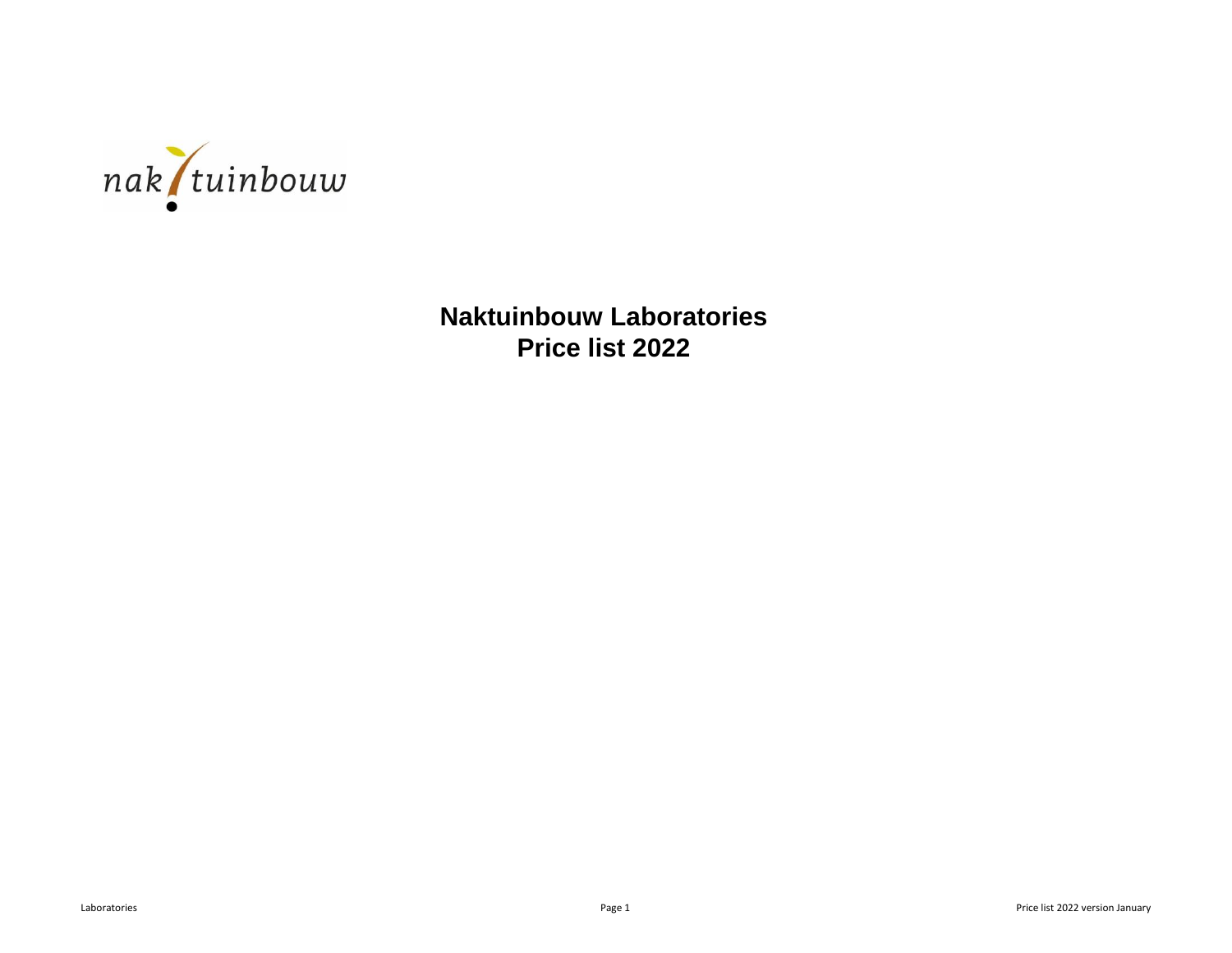nak tuinbouw

# Naktuinbouw Laboratories
# Price list 2022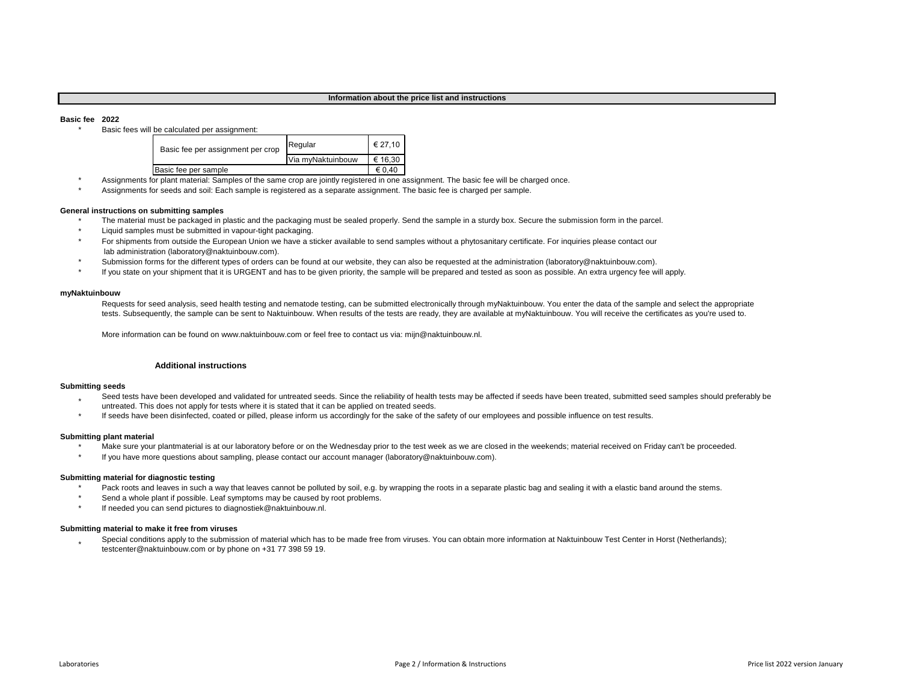## Information about the price list and instructions

**Basic fee 2022**

* Basic fees will be calculated per assignment:

| Basic fee per assignment per crop | Regular | € 27,10 |
|---|---|---|
| | Via myNaktuinbouw | € 16,30 |
| Basic fee per sample | | € 0,40 |

* Assignments for plant material: Samples of the same crop are jointly registered in one assignment. The basic fee will be charged once.
* Assignments for seeds and soil: Each sample is registered as a separate assignment. The basic fee is charged per sample.

**General instructions on submitting samples**

* The material must be packaged in plastic and the packaging must be sealed properly. Send the sample in a sturdy box. Secure the submission form in the parcel.
* Liquid samples must be submitted in vapour-tight packaging.
* For shipments from outside the European Union we have a sticker available to send samples without a phytosanitary certificate. For inquiries please contact our lab administration (laboratory@naktuinbouw.com).
* Submission forms for the different types of orders can be found at our website, they can also be requested at the administration (laboratory@naktuinbouw.com).
* If you state on your shipment that it is URGENT and has to be given priority, the sample will be prepared and tested as soon as possible. An extra urgency fee will apply.

**myNaktuinbouw**

Requests for seed analysis, seed health testing and nematode testing, can be submitted electronically through myNaktuinbouw. You enter the data of the sample and select the appropriate tests. Subsequently, the sample can be sent to Naktuinbouw. When results of the tests are ready, they are available at myNaktuinbouw. You will receive the certificates as you're used to.

More information can be found on www.naktuinbouw.com or feel free to contact us via: mijn@naktuinbouw.nl.

### Additional instructions

**Submitting seeds**

* Seed tests have been developed and validated for untreated seeds. Since the reliability of health tests may be affected if seeds have been treated, submitted seed samples should preferably be untreated. This does not apply for tests where it is stated that it can be applied on treated seeds.
* If seeds have been disinfected, coated or pilled, please inform us accordingly for the sake of the safety of our employees and possible influence on test results.

**Submitting plant material**

* Make sure your plantmaterial is at our laboratory before or on the Wednesday prior to the test week as we are closed in the weekends; material received on Friday can't be proceeded.
* If you have more questions about sampling, please contact our account manager (laboratory@naktuinbouw.com).

**Submitting material for diagnostic testing**

* Pack roots and leaves in such a way that leaves cannot be polluted by soil, e.g. by wrapping the roots in a separate plastic bag and sealing it with a elastic band around the stems.
* Send a whole plant if possible. Leaf symptoms may be caused by root problems.
* If needed you can send pictures to diagnostiek@naktuinbouw.nl.

**Submitting material to make it free from viruses**

* Special conditions apply to the submission of material which has to be made free from viruses. You can obtain more information at Naktuinbouw Test Center in Horst (Netherlands); testcenter@naktuinbouw.com or by phone on +31 77 398 59 19.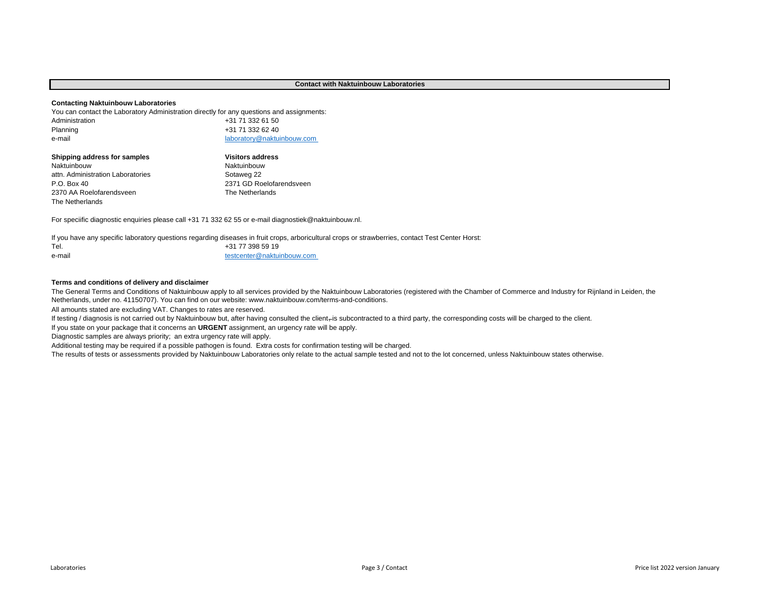## Contact with Naktuinbouw Laboratories

### Contacting Naktuinbouw Laboratories

You can contact the Laboratory Administration directly for any questions and assignments:

| | |
|---|---|
| Administration | +31 71 332 61 50 |
| Planning | +31 71 332 62 40 |
| e-mail | laboratory@naktuinbouw.com |

| **Shipping address for samples** | **Visitors address** |
|---|---|
| Naktuinbouw | Naktuinbouw |
| attn. Administration Laboratories | Sotaweg 22 |
| P.O. Box 40 | 2371 GD Roelofarendsveen |
| 2370 AA Roelofarendsveen | The Netherlands |
| The Netherlands | |

For speciific diagnostic enquiries please call +31 71 332 62 55 or e-mail diagnostiek@naktuinbouw.nl.

If you have any specific laboratory questions regarding diseases in fruit crops, arboricultural crops or strawberries, contact Test Center Horst:

| | |
|---|---|
| Tel. | +31 77 398 59 19 |
| e-mail | testcenter@naktuinbouw.com |

### Terms and conditions of delivery and disclaimer

The General Terms and Conditions of Naktuinbouw apply to all services provided by the Naktuinbouw Laboratories (registered with the Chamber of Commerce and Industry for Rijnland in Leiden, the Netherlands, under no. 41150707). You can find on our website: www.naktuinbouw.com/terms-and-conditions.

All amounts stated are excluding VAT. Changes to rates are reserved.

If testing / diagnosis is not carried out by Naktuinbouw but, after having consulted the client, is subcontracted to a third party, the corresponding costs will be charged to the client.

If you state on your package that it concerns an **URGENT** assignment, an urgency rate will be apply.

Diagnostic samples are always priority; an extra urgency rate will apply.

Additional testing may be required if a possible pathogen is found. Extra costs for confirmation testing will be charged.

The results of tests or assessments provided by Naktuinbouw Laboratories only relate to the actual sample tested and not to the lot concerned, unless Naktuinbouw states otherwise.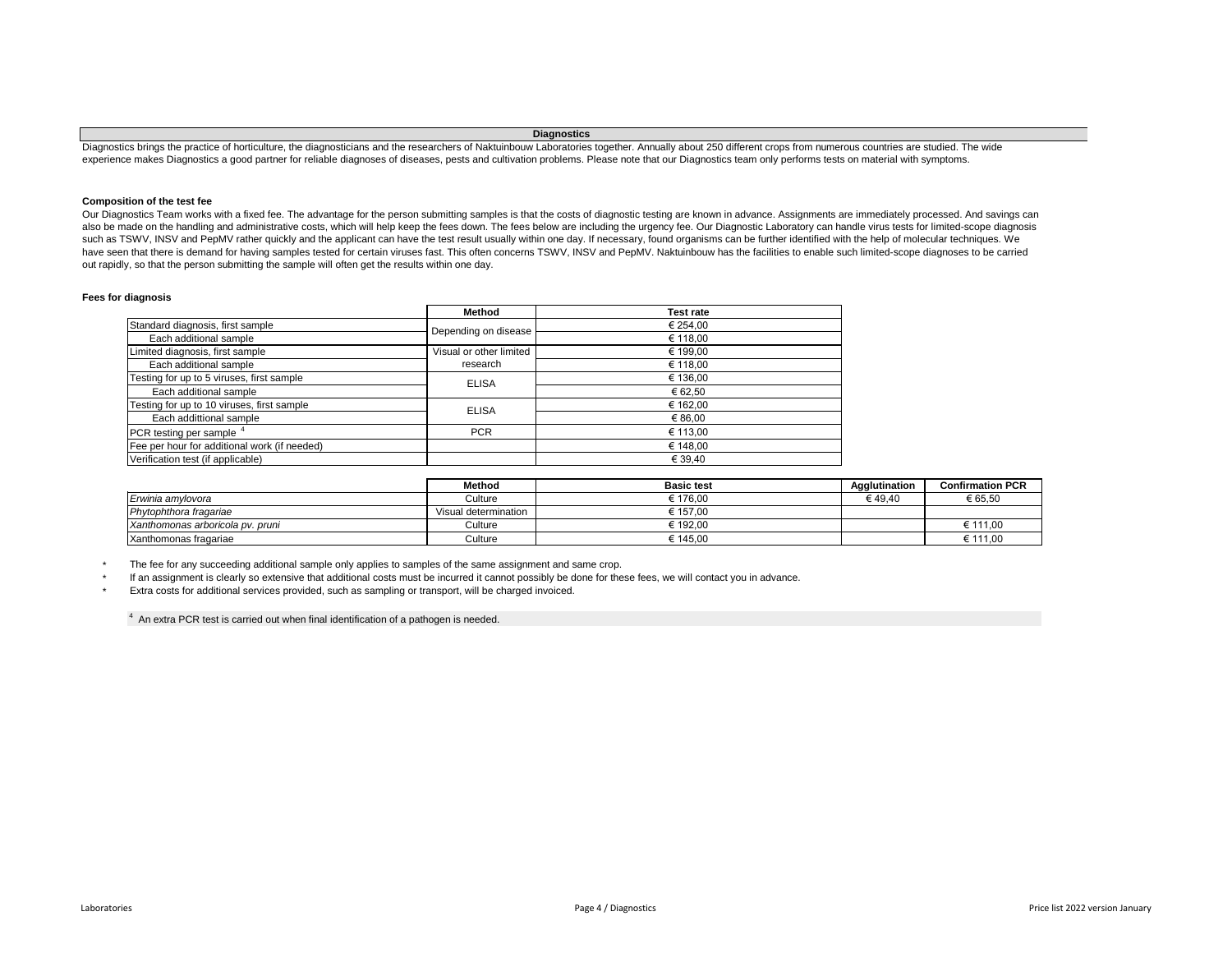## Diagnostics

Diagnostics brings the practice of horticulture, the diagnosticians and the researchers of Naktuinbouw Laboratories together. Annually about 250 different crops from numerous countries are studied. The wide experience makes Diagnostics a good partner for reliable diagnoses of diseases, pests and cultivation problems. Please note that our Diagnostics team only performs tests on material with symptoms.

**Composition of the test fee**

Our Diagnostics Team works with a fixed fee. The advantage for the person submitting samples is that the costs of diagnostic testing are known in advance. Assignments are immediately processed. And savings can also be made on the handling and administrative costs, which will help keep the fees down. The fees below are including the urgency fee. Our Diagnostic Laboratory can handle virus tests for limited-scope diagnosis such as TSWV, INSV and PepMV rather quickly and the applicant can have the test result usually within one day. If necessary, found organisms can be further identified with the help of molecular techniques. We have seen that there is demand for having samples tested for certain viruses fast. This often concerns TSWV, INSV and PepMV. Naktuinbouw has the facilities to enable such limited-scope diagnoses to be carried out rapidly, so that the person submitting the sample will often get the results within one day.

**Fees for diagnosis**

| | Method | Test rate |
|---|---|---|
| Standard diagnosis, first sample | Depending on disease | € 254,00 |
| Each additional sample | | € 118,00 |
| Limited diagnosis, first sample | Visual or other limited research | € 199,00 |
| Each additional sample | | € 118,00 |
| Testing for up to 5 viruses, first sample | ELISA | € 136,00 |
| Each additional sample | | € 62,50 |
| Testing for up to 10 viruses, first sample | ELISA | € 162,00 |
| Each addittional sample | | € 86,00 |
| PCR testing per sample [4] | PCR | € 113,00 |
| Fee per hour for additional work (if needed) | | € 148,00 |
| Verification test (if applicable) | | € 39,40 |

| | Method | Basic test | Agglutination | Confirmation PCR |
|---|---|---|---|---|
| *Erwinia amylovora* | Culture | € 176,00 | € 49,40 | € 65,50 |
| *Phytophthora fragariae* | Visual determination | € 157,00 | | |
| *Xanthomonas arboricola pv. pruni* | Culture | € 192,00 | | € 111,00 |
| Xanthomonas fragariae | Culture | € 145,00 | | € 111,00 |

- The fee for any succeeding additional sample only applies to samples of the same assignment and same crop.
- If an assignment is clearly so extensive that additional costs must be incurred it cannot possibly be done for these fees, we will contact you in advance.
- Extra costs for additional services provided, such as sampling or transport, will be charged invoiced.

[4] An extra PCR test is carried out when final identification of a pathogen is needed.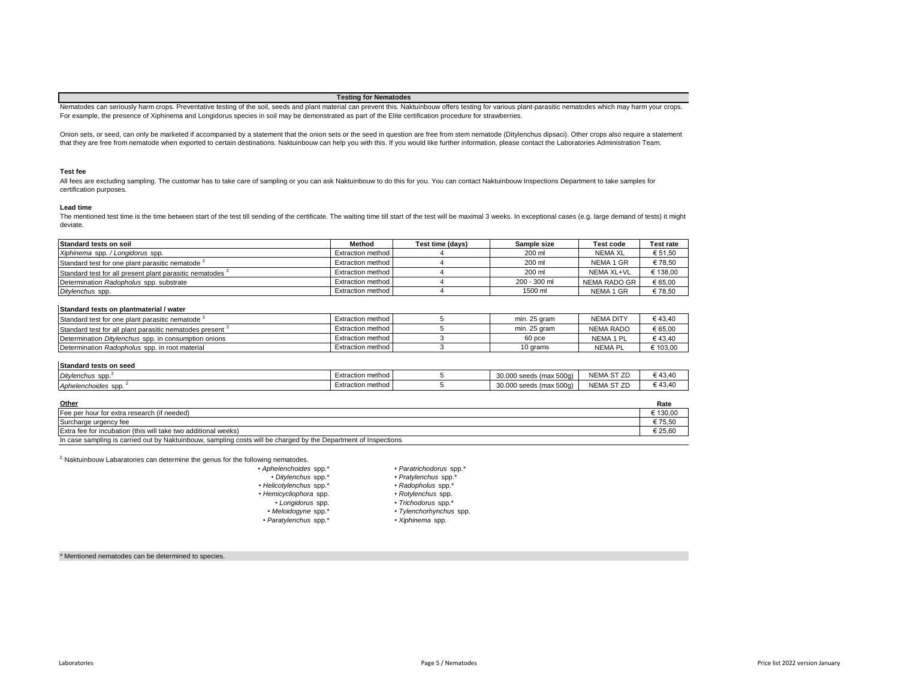## Testing for Nematodes

Nematodes can seriously harm crops. Preventative testing of the soil, seeds and plant material can prevent this. Naktuinbouw offers testing for various plant-parasitic nematodes which may harm your crops. For example, the presence of Xiphinema and Longidorus species in soil may be demonstrated as part of the Elite certification procedure for strawberries.

Onion sets, or seed, can only be marketed if accompanied by a statement that the onion sets or the seed in question are free from stem nematode (Ditylenchus dipsaci). Other crops also require a statement that they are free from nematode when exported to certain destinations. Naktuinbouw can help you with this. If you would like further information, please contact the Laboratories Administration Team.

### Test fee

All fees are excluding sampling. The customar has to take care of sampling or you can ask Naktuinbouw to do this for you. You can contact Naktuinbouw Inspections Department to take samples for certification purposes.

### Lead time

The mentioned test time is the time between start of the test till sending of the certificate. The waiting time till start of the test will be maximal 3 weeks. In exceptional cases (e.g. large demand of tests) it might deviate.

| Standard tests on soil | Method | Test time (days) | Sample size | Test code | Test rate |
|---|---|---|---|---|---|
| *Xiphinema* spp. / *Longidorus* spp. | Extraction method | 4 | 200 ml | NEMA XL | € 51,50 |
| Standard test for one plant parasitic nematode [2] | Extraction method | 4 | 200 ml | NEMA 1 GR | € 78,50 |
| Standard test for all present plant parasitic nematodes [2] | Extraction method | 4 | 200 ml | NEMA XL+VL | € 138,00 |
| Determination *Radopholus* spp. substrate | Extraction method | 4 | 200 - 300 ml | NEMA RADO GR | € 65,00 |
| *Ditylenchus* spp. | Extraction method | 4 | 1500 ml | NEMA 1 GR | € 78,50 |

| Standard tests on plantmaterial / water | Method | Test time (days) | Sample size | Test code | Test rate |
|---|---|---|---|---|---|
| Standard test for one plant parasitic nematode [2] | Extraction method | 5 | min. 25 gram | NEMA DITY | € 43,40 |
| Standard test for all plant parasitic nematodes present [2] | Extraction method | 5 | min. 25 gram | NEMA RADO | € 65,00 |
| Determination *Ditylenchus* spp. in consumption onions | Extraction method | 3 | 60 pce | NEMA 1 PL | € 43,40 |
| Determination *Radopholus* spp. in root material | Extraction method | 3 | 10 grams | NEMA PL | € 103,00 |

| Standard tests on seed | Method | Test time (days) | Sample size | Test code | Test rate |
|---|---|---|---|---|---|
| *Ditylenchus* spp.[2] | Extraction method | 5 | 30.000 seeds (max 500g) | NEMA ST ZD | € 43,40 |
| *Aphelenchoides* spp.[2] | Extraction method | 5 | 30.000 seeds (max 500g) | NEMA ST ZD | € 43,40 |

| Other | Rate |
|---|---|
| Fee per hour for extra research (if needed) | € 130,00 |
| Surcharge urgency fee | € 75,50 |
| Extra fee for incubation (this will take two additional weeks) | € 25,60 |
| In case sampling is carried out by Naktuinbouw, sampling costs will be charged by the Department of Inspections | |

[2] Naktuinbouw Labaratories can determine the genus for the following nematodes.

- *Aphelenchoides* spp.*
- *Ditylenchus* spp.*
- *Helicotylenchus* spp.*
- *Hemicycliophora* spp.
- *Longidorus* spp.
- *Meloidogyne* spp.*
- *Paratylenchus* spp.*
- *Paratrichodorus* spp.*
- *Pratylenchus* spp.*
- *Radopholus* spp.*
- *Rotylenchus* spp.
- *Trichodorus* spp.*
- *Tylenchorhynchus* spp.
- *Xiphinema* spp.

\* Mentioned nematodes can be determined to species.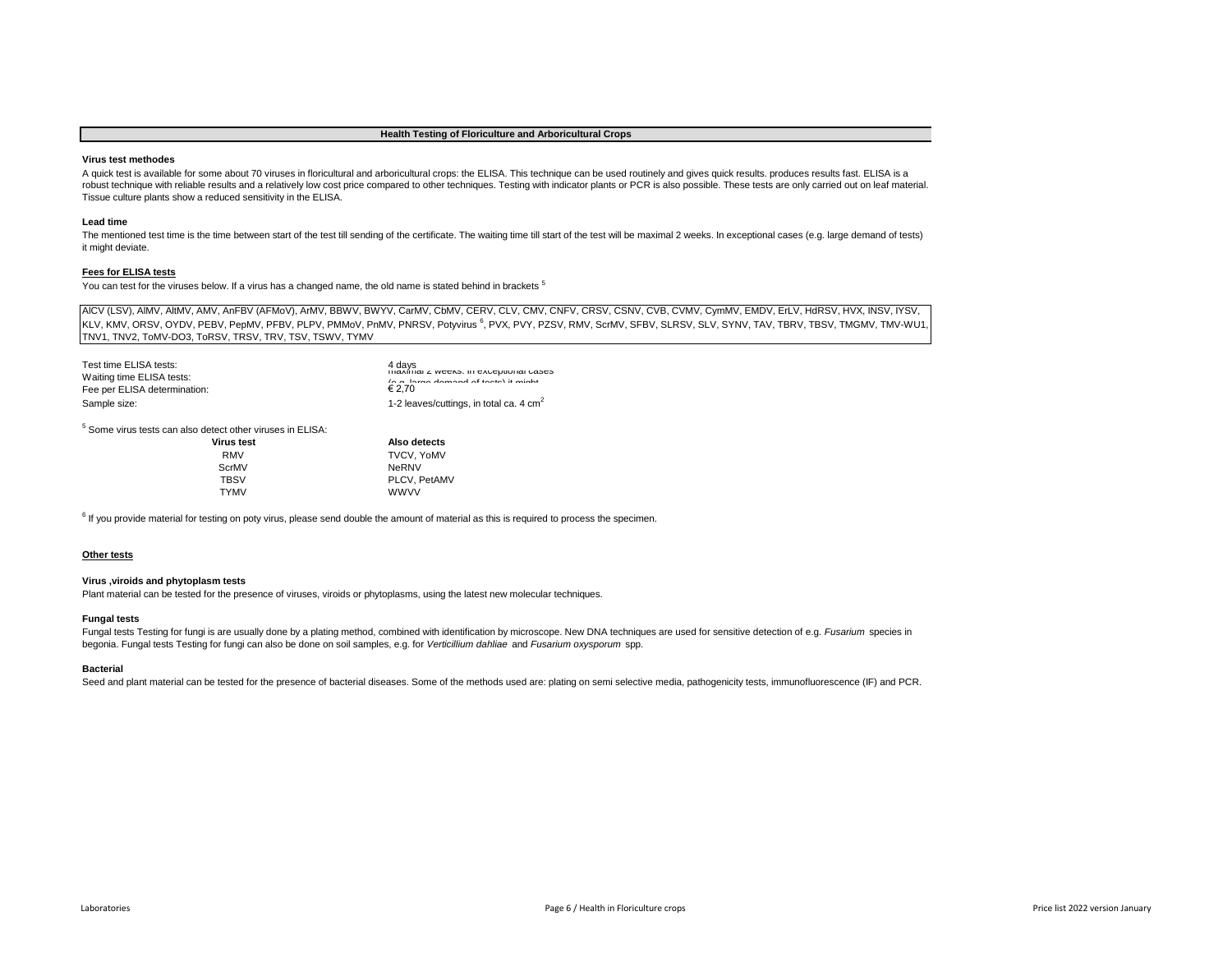# Health Testing of Floriculture and Arboricultural Crops

### Virus test methodes

A quick test is available for some about 70 viruses in floricultural and arboricultural crops: the ELISA. This technique can be used routinely and gives quick results. produces results fast. ELISA is a robust technique with reliable results and a relatively low cost price compared to other techniques. Testing with indicator plants or PCR is also possible. These tests are only carried out on leaf material. Tissue culture plants show a reduced sensitivity in the ELISA.

### Lead time

The mentioned test time is the time between start of the test till sending of the certificate. The waiting time till start of the test will be maximal 2 weeks. In exceptional cases (e.g. large demand of tests) it might deviate.

### Fees for ELISA tests

You can test for the viruses below. If a virus has a changed name, the old name is stated behind in brackets [5]

AlCV (LSV), AlMV, AltMV, AMV, AnFBV (AFMoV), ArMV, BBWV, BWYV, CarMV, CbMV, CERV, CLV, CMV, CNFV, CRSV, CSNV, CVB, CVMV, CymMV, EMDV, ErLV, HdRSV, HVX, INSV, IYSV, KLV, KMV, ORSV, OYDV, PEBV, PepMV, PFBV, PLPV, PMMoV, PnMV, PNRSV, Potyvirus [6], PVX, PVY, PZSV, RMV, ScrMV, SFBV, SLRSV, SLV, SYNV, TAV, TBRV, TBSV, TMGMV, TMV-WU1, TNV1, TNV2, ToMV-DO3, ToRSV, TRSV, TRV, TSV, TSWV, TYMV

| | |
|---|---|
| Test time ELISA tests: | 4 days |
| Waiting time ELISA tests: | maximal 2 weeks. In exceptional cases (e.g. large demand of tests) it might |
| Fee per ELISA determination: | € 2,70 |
| Sample size: | 1-2 leaves/cuttings, in total ca. 4 $cm^2$ |

[5] Some virus tests can also detect other viruses in ELISA:

| Virus test | Also detects |
|---|---|
| RMV | TVCV, YoMV |
| ScrMV | NeRNV |
| TBSV | PLCV, PetAMV |
| TYMV | WWVV |

[6] If you provide material for testing on poty virus, please send double the amount of material as this is required to process the specimen.

## Other tests

### Virus ,viroids and phytoplasm tests

Plant material can be tested for the presence of viruses, viroids or phytoplasms, using the latest new molecular techniques.

### Fungal tests

Fungal tests Testing for fungi is are usually done by a plating method, combined with identification by microscope. New DNA techniques are used for sensitive detection of e.g. *Fusarium* species in begonia. Fungal tests Testing for fungi can also be done on soil samples, e.g. for *Verticillium dahliae* and *Fusarium oxysporum* spp.

### Bacterial

Seed and plant material can be tested for the presence of bacterial diseases. Some of the methods used are: plating on semi selective media, pathogenicity tests, immunofluorescence (IF) and PCR.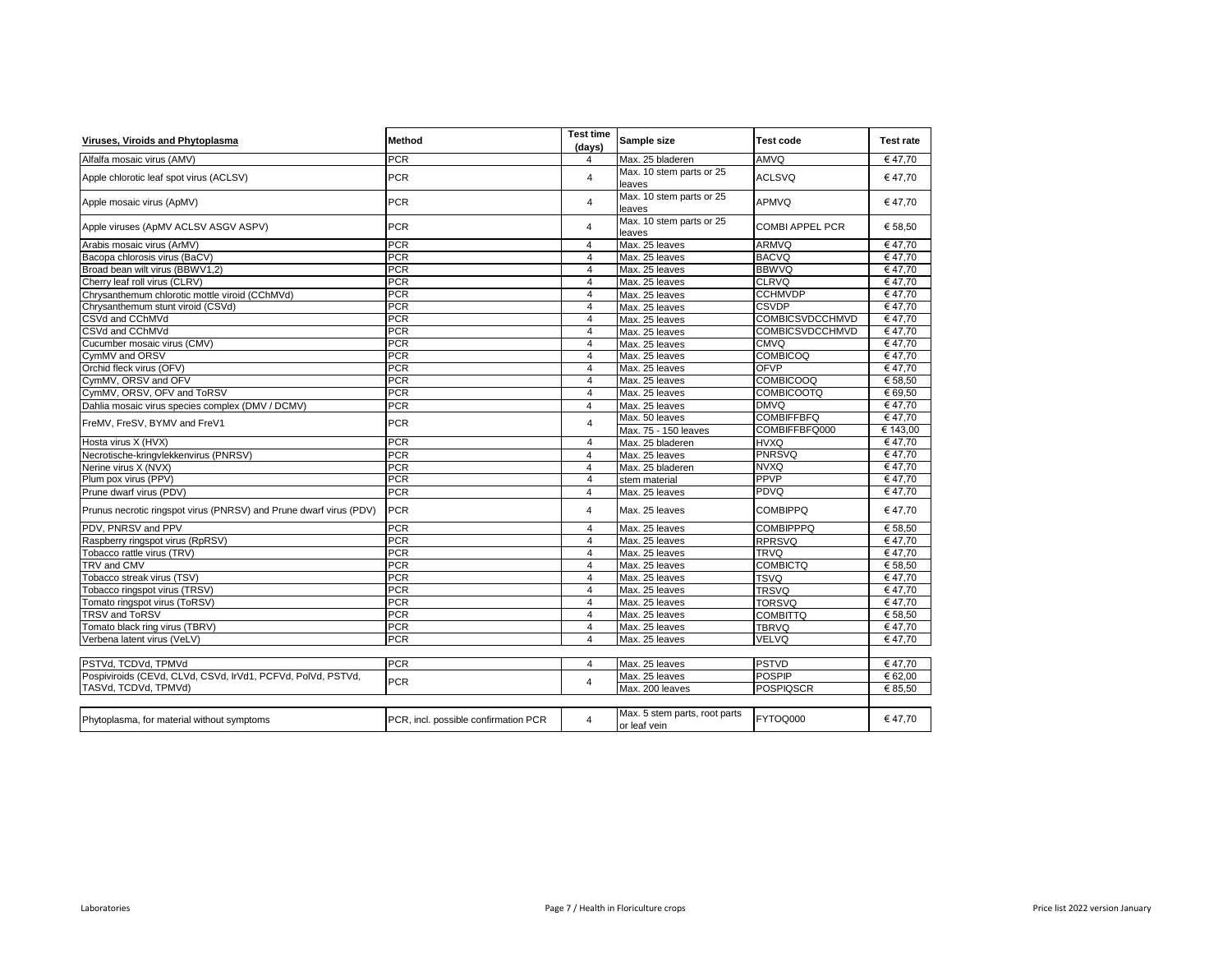| Viruses, Viroids and Phytoplasma | Method | Test time (days) | Sample size | Test code | Test rate |
|---|---|---|---|---|---|
| Alfalfa mosaic virus (AMV) | PCR | 4 | Max. 25 bladeren | AMVQ | € 47,70 |
| Apple chlorotic leaf spot virus (ACLSV) | PCR | 4 | Max. 10 stem parts or 25 leaves | ACLSVQ | € 47,70 |
| Apple mosaic virus (ApMV) | PCR | 4 | Max. 10 stem parts or 25 leaves | APMVQ | € 47,70 |
| Apple viruses (ApMV ACLSV ASGV ASPV) | PCR | 4 | Max. 10 stem parts or 25 leaves | COMBI APPEL PCR | € 58,50 |
| Arabis mosaic virus (ArMV) | PCR | 4 | Max. 25 leaves | ARMVQ | € 47,70 |
| Bacopa chlorosis virus (BaCV) | PCR | 4 | Max. 25 leaves | BACVQ | € 47,70 |
| Broad bean wilt virus (BBWV1,2) | PCR | 4 | Max. 25 leaves | BBWVQ | € 47,70 |
| Cherry leaf roll virus (CLRV) | PCR | 4 | Max. 25 leaves | CLRVQ | € 47,70 |
| Chrysanthemum chlorotic mottle viroid (CChMVd) | PCR | 4 | Max. 25 leaves | CCHMVDP | € 47,70 |
| Chrysanthemum stunt viroid (CSVd) | PCR | 4 | Max. 25 leaves | CSVDP | € 47,70 |
| CSVd and CChMVd | PCR | 4 | Max. 25 leaves | COMBICSVDCCHMVD | € 47,70 |
| CSVd and CChMVd | PCR | 4 | Max. 25 leaves | COMBICSVDCCHMVD | € 47,70 |
| Cucumber mosaic virus (CMV) | PCR | 4 | Max. 25 leaves | CMVQ | € 47,70 |
| CymMV and ORSV | PCR | 4 | Max. 25 leaves | COMBICOQ | € 47,70 |
| Orchid fleck virus (OFV) | PCR | 4 | Max. 25 leaves | OFVP | € 47,70 |
| CymMV, ORSV and OFV | PCR | 4 | Max. 25 leaves | COMBICOOQ | € 58,50 |
| CymMV, ORSV, OFV and ToRSV | PCR | 4 | Max. 25 leaves | COMBICOOTQ | € 69,50 |
| Dahlia mosaic virus species complex (DMV / DCMV) | PCR | 4 | Max. 25 leaves | DMVQ | € 47,70 |
| FreMV, FreSV, BYMV and FreV1 | PCR | 4 | Max. 50 leaves | COMBIFFBFQ | € 47,70 |
| | | | Max. 75 - 150 leaves | COMBIFFBFQ000 | € 143,00 |
| Hosta virus X (HVX) | PCR | 4 | Max. 25 bladeren | HVXQ | € 47,70 |
| Necrotische-kringvlekkenvirus (PNRSV) | PCR | 4 | Max. 25 leaves | PNRSVQ | € 47,70 |
| Nerine virus X (NVX) | PCR | 4 | Max. 25 bladeren | NVXQ | € 47,70 |
| Plum pox virus (PPV) | PCR | 4 | stem material | PPVP | € 47,70 |
| Prune dwarf virus (PDV) | PCR | 4 | Max. 25 leaves | PDVQ | € 47,70 |
| Prunus necrotic ringspot virus (PNRSV) and Prune dwarf virus (PDV) | PCR | 4 | Max. 25 leaves | COMBIPPQ | € 47,70 |
| PDV, PNRSV and PPV | PCR | 4 | Max. 25 leaves | COMBIPPPQ | € 58,50 |
| Raspberry ringspot virus (RpRSV) | PCR | 4 | Max. 25 leaves | RPRSVQ | € 47,70 |
| Tobacco rattle virus (TRV) | PCR | 4 | Max. 25 leaves | TRVQ | € 47,70 |
| TRV and CMV | PCR | 4 | Max. 25 leaves | COMBICTQ | € 58,50 |
| Tobacco streak virus (TSV) | PCR | 4 | Max. 25 leaves | TSVQ | € 47,70 |
| Tobacco ringspot virus (TRSV) | PCR | 4 | Max. 25 leaves | TRSVQ | € 47,70 |
| Tomato ringspot virus (ToRSV) | PCR | 4 | Max. 25 leaves | TORSVQ | € 47,70 |
| TRSV and ToRSV | PCR | 4 | Max. 25 leaves | COMBITTQ | € 58,50 |
| Tomato black ring virus (TBRV) | PCR | 4 | Max. 25 leaves | TBRVQ | € 47,70 |
| Verbena latent virus (VeLV) | PCR | 4 | Max. 25 leaves | VELVQ | € 47,70 |
| | | | | | |
| PSTVd, TCDVd, TPMVd | PCR | 4 | Max. 25 leaves | PSTVD | € 47,70 |
| Pospiviroids (CEVd, CLVd, CSVd, IrVd1, PCFVd, PolVd, PSTVd, TASVd, TCDVd, TPMVd) | PCR | 4 | Max. 25 leaves | POSPIP | € 62,00 |
| | | | Max. 200 leaves | POSPIQSCR | € 85,50 |
| | | | | | |
| Phytoplasma, for material without symptoms | PCR, incl. possible confirmation PCR | 4 | Max. 5 stem parts, root parts or leaf vein | FYTOQ000 | € 47,70 |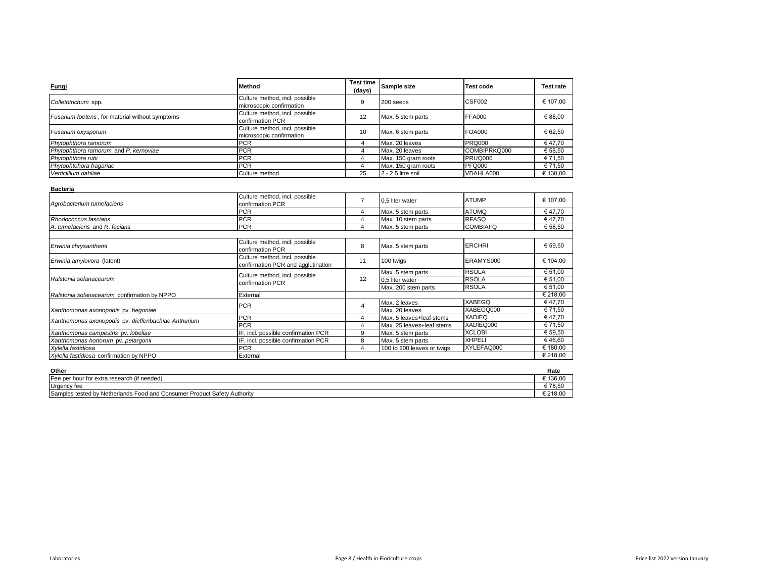| **Fungi** | **Method** | **Test time (days)** | **Sample size** | **Test code** | **Test rate** |
|---|---|---|---|---|---|
| *Colletotrichum* spp. | Culture method, incl. possible microscopic confirmation | 9 | 200 seeds | CSF002 | € 107,00 |
| *Fusarium foetens*, for material without symptoms | Culture method, incl. possible confirmation PCR | 12 | Max. 5 stem parts | FFA000 | € 88,00 |
| *Fusarium oxysporum* | Culture method, incl. possible microscopic confirmation | 10 | Max. 6 stem parts | FOA000 | € 62,50 |
| *Phytophthora ramorum* | PCR | 4 | Max. 20 leaves | PRQ000 | € 47,70 |
| *Phytophthora ramorum* and *P. kernoviae* | PCR | 4 | Max. 20 leaves | COMBIPRKQ000 | € 58,50 |
| *Phytophthora rubi* | PCR | 4 | Max. 150 gram roots | PRUQ000 | € 71,50 |
| *Phytophtohora fragariae* | PCR | 4 | Max. 150 gram roots | PFQ000 | € 71,50 |
| *Verticillium dahliae* | Culture method | 25 | 2 - 2.5 litre soil | VDAHLA000 | € 130,00 |

| **Bacteria** | | | | | |
|---|---|---|---|---|---|
| *Agrobacterium tumefaciens* | Culture method, incl. possible confirmation PCR | 7 | 0,5 liter water | ATUMP | € 107,00 |
| | PCR | 4 | Max. 5 stem parts | ATUMQ | € 47,70 |
| *Rhodococcus fascians* | PCR | 4 | Max. 10 stem parts | RFASQ | € 47,70 |
| *A. tumefaciens* and *R. facians* | PCR | 4 | Max. 5 stem parts | COMBIAFQ | € 58,50 |
| | | | | | |
| *Erwinia chrysanthemi* | Culture method, incl. possible confirmation PCR | 8 | Max. 5 stem parts | ERCHRI | € 59,50 |
| *Erwinia amylovora* (latent) | Culture method, incl. possible confirmation PCR and agglutination | 11 | 100 twigs | ERAMYS000 | € 104,00 |
| *Ralstonia solanacearum* | Culture method, incl. possible confirmation PCR | 12 | Max. 5 stem parts | RSOLA | € 51,00 |
| | | | 0,5 liter water | RSOLA | € 51,00 |
| | | | Max. 200 stem parts | RSOLA | € 51,00 |
| *Ralstonia solanacearum* confirmation by NPPO | External | | | | € 218,00 |
| *Xanthomonas axonopodis* pv. *begoniae* | PCR | 4 | Max. 2 leaves | XABEGQ | € 47,70 |
| | | | Max. 20 leaves | XABEGQ000 | € 71,50 |
| *Xanthomonas axonopodis* pv. *dieffenbachiae Anthurium* | PCR | 4 | Max. 5 leaves+leaf stems | XADIEQ | € 47,70 |
| | PCR | 4 | Max. 25 leaves+leaf stems | XADIEQ000 | € 71,50 |
| *Xanthomonas campestris* pv. *lobeliae* | IF, incl. possible confirmation PCR | 9 | Max. 5 stem parts | XCLOBI | € 59,50 |
| *Xanthomonas hortorum* pv. *pelargonii* | IF, incl. possible confirmation PCR | 8 | Max. 5 stem parts | XHPELI | € 46,60 |
| *Xylella fastidiosa* | PCR | 4 | 100 to 200 leaves or twigs | XYLEFAQ000 | € 180,00 |
| *Xylella fastidiosa* confirmation by NPPO | External | | | | € 218,00 |

| **Other** | **Rate** |
|---|---|
| Fee per hour for extra research (if needed) | € 136,00 |
| Urgency fee | € 78,50 |
| Samples tested by Netherlands Food and Consumer Product Safety Authority | € 218,00 |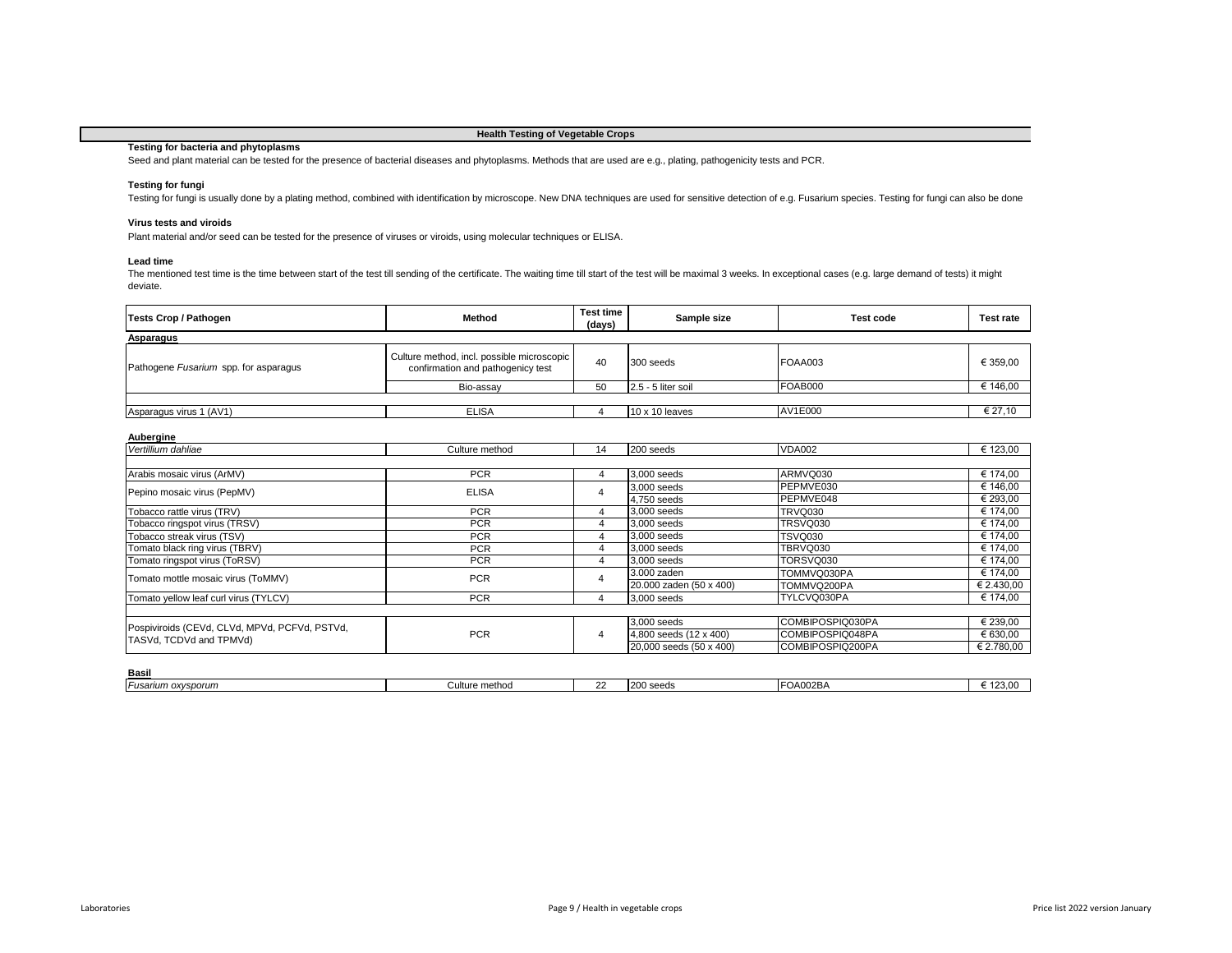# Health Testing of Vegetable Crops

**Testing for bacteria and phytoplasms**

Seed and plant material can be tested for the presence of bacterial diseases and phytoplasms. Methods that are used are e.g., plating, pathogenicity tests and PCR.

**Testing for fungi**

Testing for fungi is usually done by a plating method, combined with identification by microscope. New DNA techniques are used for sensitive detection of e.g. Fusarium species. Testing for fungi can also be done

**Virus tests and viroids**

Plant material and/or seed can be tested for the presence of viruses or viroids, using molecular techniques or ELISA.

**Lead time**

The mentioned test time is the time between start of the test till sending of the certificate. The waiting time till start of the test will be maximal 3 weeks. In exceptional cases (e.g. large demand of tests) it might deviate.

| Tests Crop / Pathogen | Method | Test time (days) | Sample size | Test code | Test rate |
|---|---|---|---|---|---|
| **Asparagus** | | | | | |
| Pathogene *Fusarium* spp. for asparagus | Culture method, incl. possible microscopic confirmation and pathogenicy test | 40 | 300 seeds | FOAA003 | € 359,00 |
| | Bio-assay | 50 | 2.5 - 5 liter soil | FOAB000 | € 146,00 |
| Asparagus virus 1 (AV1) | ELISA | 4 | 10 x 10 leaves | AV1E000 | € 27,10 |
| **Aubergine** | | | | | |
| *Vertillium dahliae* | Culture method | 14 | 200 seeds | VDA002 | € 123,00 |
| Arabis mosaic virus (ArMV) | PCR | 4 | 3,000 seeds | ARMVQ030 | € 174,00 |
| Pepino mosaic virus (PepMV) | ELISA | 4 | 3,000 seeds | PEPMVE030 | € 146,00 |
| | | | 4,750 seeds | PEPMVE048 | € 293,00 |
| Tobacco rattle virus (TRV) | PCR | 4 | 3,000 seeds | TRVQ030 | € 174,00 |
| Tobacco ringspot virus (TRSV) | PCR | 4 | 3,000 seeds | TRSVQ030 | € 174,00 |
| Tobacco streak virus (TSV) | PCR | 4 | 3,000 seeds | TSVQ030 | € 174,00 |
| Tomato black ring virus (TBRV) | PCR | 4 | 3,000 seeds | TBRVQ030 | € 174,00 |
| Tomato ringspot virus (ToRSV) | PCR | 4 | 3,000 seeds | TORSVQ030 | € 174,00 |
| Tomato mottle mosaic virus (ToMMV) | PCR | 4 | 3.000 zaden | TOMMVQ030PA | € 174,00 |
| | | | 20.000 zaden (50 x 400) | TOMMVQ200PA | € 2.430,00 |
| Tomato yellow leaf curl virus (TYLCV) | PCR | 4 | 3,000 seeds | TYLCVQ030PA | € 174,00 |
| Pospiviroids (CEVd, CLVd, MPVd, PCFVd, PSTVd, TASVd, TCDVd and TPMVd) | PCR | 4 | 3,000 seeds | COMBIPOSPIQ030PA | € 239,00 |
| | | | 4,800 seeds (12 x 400) | COMBIPOSPIQ048PA | € 630,00 |
| | | | 20,000 seeds (50 x 400) | COMBIPOSPIQ200PA | € 2.780,00 |
| **Basil** | | | | | |
| *Fusarium oxysporum* | Culture method | 22 | 200 seeds | FOA002BA | € 123,00 |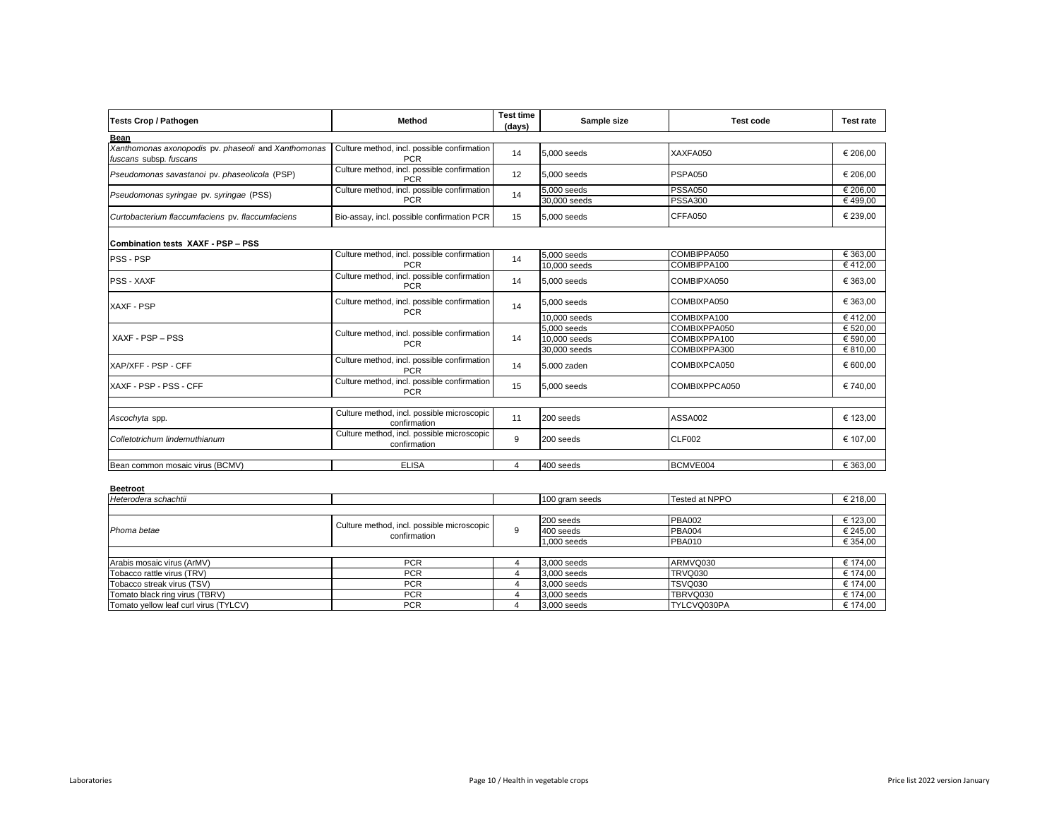| Tests Crop / Pathogen | Method | Test time (days) | Sample size | Test code | Test rate |
|---|---|---|---|---|---|
| **Bean** | | | | | |
| *Xanthomonas axonopodis* pv. *phaseoli* and *Xanthomonas fuscans* subsp. *fuscans* | Culture method, incl. possible confirmation PCR | 14 | 5,000 seeds | XAXFA050 | € 206,00 |
| *Pseudomonas savastanoi* pv. *phaseolicola* (PSP) | Culture method, incl. possible confirmation PCR | 12 | 5,000 seeds | PSPA050 | € 206,00 |
| *Pseudomonas syringae* pv. *syringae* (PSS) | Culture method, incl. possible confirmation PCR | 14 | 5,000 seeds | PSSA050 | € 206,00 |
| | | | 30,000 seeds | PSSA300 | € 499,00 |
| *Curtobacterium flaccumfaciens* pv. *flaccumfaciens* | Bio-assay, incl. possible confirmation PCR | 15 | 5,000 seeds | CFFA050 | € 239,00 |
| **Combination tests XAXF - PSP – PSS** | | | | | |
| PSS - PSP | Culture method, incl. possible confirmation PCR | 14 | 5,000 seeds | COMBIPPA050 | € 363,00 |
| | | | 10,000 seeds | COMBIPPA100 | € 412,00 |
| PSS - XAXF | Culture method, incl. possible confirmation PCR | 14 | 5,000 seeds | COMBIPXA050 | € 363,00 |
| XAXF - PSP | Culture method, incl. possible confirmation PCR | 14 | 5,000 seeds | COMBIXPA050 | € 363,00 |
| | | | 10,000 seeds | COMBIXPA100 | € 412,00 |
| XAXF - PSP – PSS | Culture method, incl. possible confirmation PCR | 14 | 5,000 seeds | COMBIXPPA050 | € 520,00 |
| | | | 10,000 seeds | COMBIXPPA100 | € 590,00 |
| | | | 30,000 seeds | COMBIXPPA300 | € 810,00 |
| XAP/XFF - PSP - CFF | Culture method, incl. possible confirmation PCR | 14 | 5.000 zaden | COMBIXPCA050 | € 600,00 |
| XAXF - PSP - PSS - CFF | Culture method, incl. possible confirmation PCR | 15 | 5,000 seeds | COMBIXPPCA050 | € 740,00 |
| | | | | | |
| *Ascochyta* spp. | Culture method, incl. possible microscopic confirmation | 11 | 200 seeds | ASSA002 | € 123,00 |
| *Colletotrichum lindemuthianum* | Culture method, incl. possible microscopic confirmation | 9 | 200 seeds | CLF002 | € 107,00 |
| | | | | | |
| Bean common mosaic virus (BCMV) | ELISA | 4 | 400 seeds | BCMVE004 | € 363,00 |

| **Beetroot** | | | | | |
|---|---|---|---|---|---|
| *Heterodera schachtii* | | | 100 gram seeds | Tested at NPPO | € 218,00 |
| | | | | | |
| *Phoma betae* | Culture method, incl. possible microscopic confirmation | 9 | 200 seeds | PBA002 | € 123,00 |
| | | | 400 seeds | PBA004 | € 245,00 |
| | | | 1,000 seeds | PBA010 | € 354,00 |
| | | | | | |
| Arabis mosaic virus (ArMV) | PCR | 4 | 3,000 seeds | ARMVQ030 | € 174,00 |
| Tobacco rattle virus (TRV) | PCR | 4 | 3,000 seeds | TRVQ030 | € 174,00 |
| Tobacco streak virus (TSV) | PCR | 4 | 3,000 seeds | TSVQ030 | € 174,00 |
| Tomato black ring virus (TBRV) | PCR | 4 | 3,000 seeds | TBRVQ030 | € 174,00 |
| Tomato yellow leaf curl virus (TYLCV) | PCR | 4 | 3,000 seeds | TYLCVQ030PA | € 174,00 |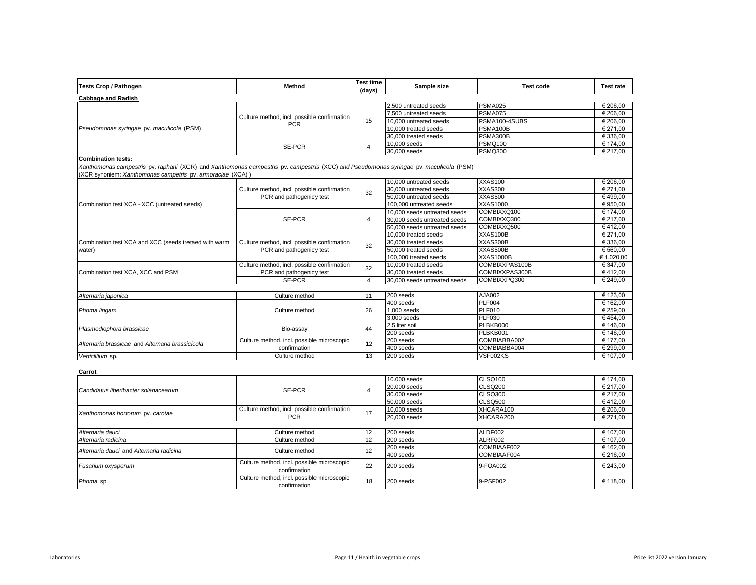| Tests Crop / Pathogen | Method | Test time (days) | Sample size | Test code | Test rate |
|---|---|---|---|---|---|
| **Cabbage and Radish** | | | | | |
| *Pseudomonas syringae* pv. *maculicola* (PSM) | Culture method, incl. possible confirmation PCR | 15 | 2,500 untreated seeds | PSMA025 | € 206,00 |
| | | | 7,500 untreated seeds | PSMA075 | € 206,00 |
| | | | 10,000 untreated seeds | PSMA100-4SUBS | € 206,00 |
| | | | 10,000 treated seeds | PSMA100B | € 271,00 |
| | | | 30,000 treated seeds | PSMA300B | € 336,00 |
| | SE-PCR | 4 | 10,000 seeds | PSMQ100 | € 174,00 |
| | | | 30,000 seeds | PSMQ300 | € 217,00 |
| **Combination tests:** *Xanthomonas campestris* pv. *raphani* (XCR) and *Xanthomonas campestris* pv. *campestris* (XCC) and *Pseudomonas syringae* pv. *maculicola* (PSM) (XCR synoniem: *Xanthomonas campetris* pv. *armoraciae* (XCA) ) | | | | | |
| Combination test XCA - XCC (untreated seeds) | Culture method, incl. possible confirmation PCR and pathogenicy test | 32 | 10,000 untreated seeds | XXAS100 | € 206,00 |
| | | | 30,000 untreated seeds | XXAS300 | € 271,00 |
| | | | 50,000 untreated seeds | XXAS500 | € 499,00 |
| | | | 100,000 untreated seeds | XXAS1000 | € 950,00 |
| | SE-PCR | 4 | 10,000 seeds untreated seeds | COMBIXXQ100 | € 174,00 |
| | | | 30,000 seeds untreated seeds | COMBIXXQ300 | € 217,00 |
| | | | 50,000 seeds untreated seeds | COMBIXXQ500 | € 412,00 |
| Combination test XCA and XCC (seeds tretaed with warm water) | Culture method, incl. possible confirmation PCR and pathogenicy test | 32 | 10,000 treated seeds | XXAS100B | € 271,00 |
| | | | 30,000 treated seeds | XXAS300B | € 336,00 |
| | | | 50,000 treated seeds | XXAS500B | € 560,00 |
| | | | 100,000 treated seeds | XXAS1000B | € 1.020,00 |
| Combination test XCA, XCC and PSM | Culture method, incl. possible confirmation PCR and pathogenicy test | 32 | 10,000 treated seeds | COMBIXXPAS100B | € 347,00 |
| | | | 30,000 treated seeds | COMBIXXPAS300B | € 412,00 |
| | SE-PCR | 4 | 30,000 seeds untreated seeds | COMBIXXPQ300 | € 249,00 |
| *Alternaria japonica* | Culture method | 11 | 200 seeds | AJA002 | € 123,00 |
| *Phoma lingam* | Culture method | 26 | 400 seeds | PLF004 | € 162,00 |
| | | | 1,000 seeds | PLF010 | € 259,00 |
| | | | 3,000 seeds | PLF030 | € 454,00 |
| *Plasmodiophora brassicae* | Bio-assay | 44 | 2.5 liter soil | PLBKB000 | € 146,00 |
| | | | 200 seeds | PLBKB001 | € 146,00 |
| *Alternaria brassicae* and *Alternaria brassicicola* | Culture method, incl. possible microscopic confirmation | 12 | 200 seeds | COMBIABBA002 | € 177,00 |
| | | | 400 seeds | COMBIABBA004 | € 299,00 |
| *Verticillium* sp. | Culture method | 13 | 200 seeds | VSF002KS | € 107,00 |

| **Carrot** | | | | | |
|---|---|---|---|---|---|
| *Candidatus liberibacter solanacearum* | SE-PCR | 4 | 10.000 seeds | CLSQ100 | € 174,00 |
| | | | 20.000 seeds | CLSQ200 | € 217,00 |
| | | | 30.000 seeds | CLSQ300 | € 217,00 |
| | | | 50.000 seeds | CLSQ500 | € 412,00 |
| *Xanthomonas hortorum* pv. *carotae* | Culture method, incl. possible confirmation PCR | 17 | 10,000 seeds | XHCARA100 | € 206,00 |
| | | | 20,000 seeds | XHCARA200 | € 271,00 |
| *Alternaria dauci* | Culture method | 12 | 200 seeds | ALDF002 | € 107,00 |
| *Alternaria radicina* | Culture method | 12 | 200 seeds | ALRF002 | € 107,00 |
| *Alternaria dauci* and *Alternaria radicina* | Culture method | 12 | 200 seeds | COMBIAAF002 | € 162,00 |
| | | | 400 seeds | COMBIAAF004 | € 216,00 |
| *Fusarium oxysporum* | Culture method, incl. possible microscopic confirmation | 22 | 200 seeds | 9-FOA002 | € 243,00 |
| *Phoma* sp. | Culture method, incl. possible microscopic confirmation | 18 | 200 seeds | 9-PSF002 | € 118,00 |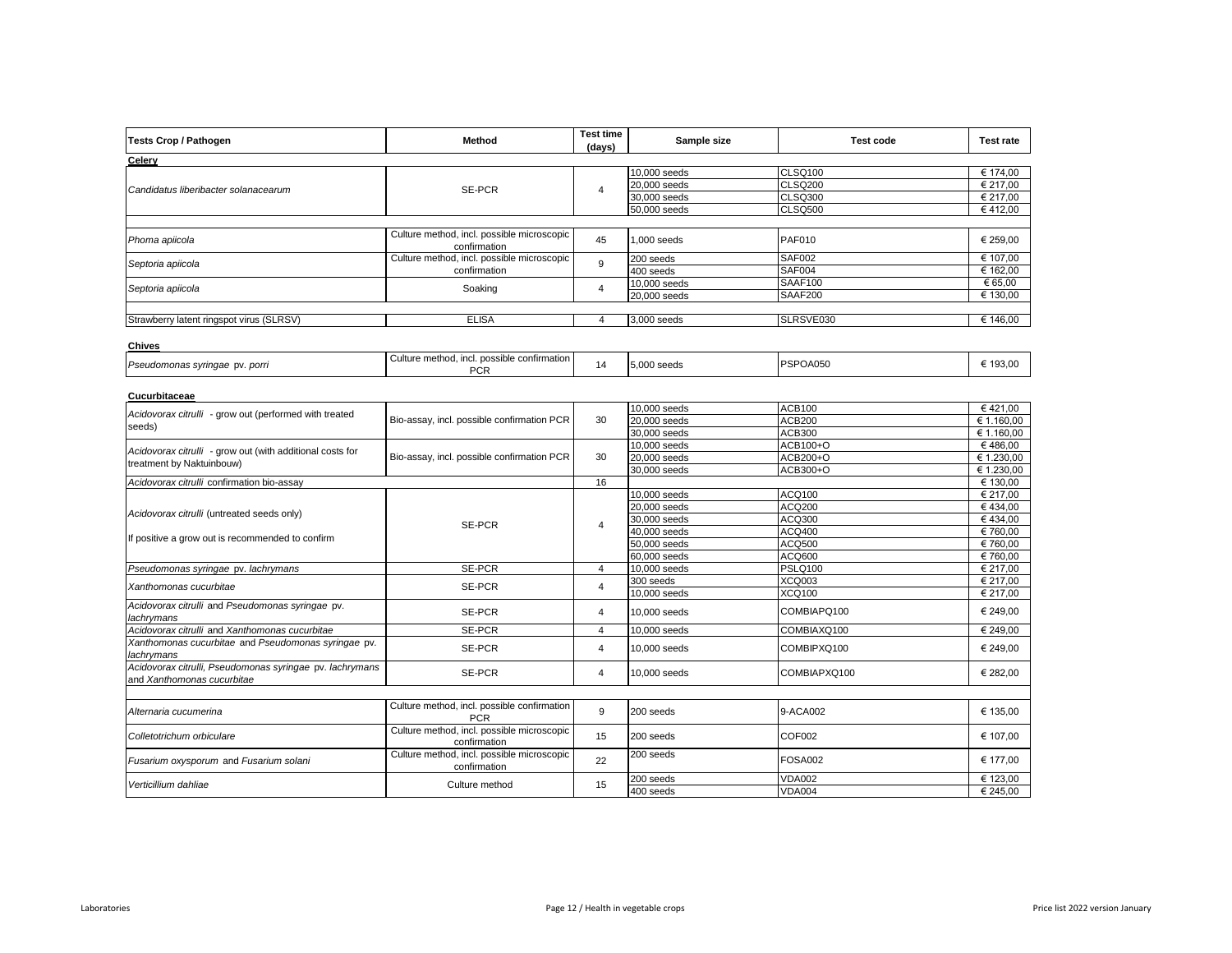| Tests Crop / Pathogen | Method | Test time (days) | Sample size | Test code | Test rate |
|---|---|---|---|---|---|
| **Celery** | | | | | |
| *Candidatus liberibacter solanacearum* | SE-PCR | 4 | 10,000 seeds | CLSQ100 | € 174,00 |
| | | | 20,000 seeds | CLSQ200 | € 217,00 |
| | | | 30,000 seeds | CLSQ300 | € 217,00 |
| | | | 50,000 seeds | CLSQ500 | € 412,00 |
| *Phoma apiicola* | Culture method, incl. possible microscopic confirmation | 45 | 1,000 seeds | PAF010 | € 259,00 |
| *Septoria apiicola* | Culture method, incl. possible microscopic confirmation | 9 | 200 seeds | SAF002 | € 107,00 |
| | | | 400 seeds | SAF004 | € 162,00 |
| *Septoria apiicola* | Soaking | 4 | 10,000 seeds | SAAF100 | € 65,00 |
| | | | 20,000 seeds | SAAF200 | € 130,00 |
| Strawberry latent ringspot virus (SLRSV) | ELISA | 4 | 3,000 seeds | SLRSVE030 | € 146,00 |
| **Chives** | | | | | |
| *Pseudomonas syringae* pv. *porri* | Culture method, incl. possible confirmation PCR | 14 | 5,000 seeds | PSPOA050 | € 193,00 |
| **Cucurbitaceae** | | | | | |
| *Acidovorax citrulli* - grow out (performed with treated seeds) | Bio-assay, incl. possible confirmation PCR | 30 | 10,000 seeds | ACB100 | € 421,00 |
| | | | 20,000 seeds | ACB200 | € 1.160,00 |
| | | | 30,000 seeds | ACB300 | € 1.160,00 |
| *Acidovorax citrulli* - grow out (with additional costs for treatment by Naktuinbouw) | Bio-assay, incl. possible confirmation PCR | 30 | 10,000 seeds | ACB100+O | € 486,00 |
| | | | 20,000 seeds | ACB200+O | € 1.230,00 |
| | | | 30,000 seeds | ACB300+O | € 1.230,00 |
| *Acidovorax citrulli* confirmation bio-assay | | 16 | | | € 130,00 |
| *Acidovorax citrulli* (untreated seeds only)<br>If positive a grow out is recommended to confirm | SE-PCR | 4 | 10,000 seeds | ACQ100 | € 217,00 |
| | | | 20,000 seeds | ACQ200 | € 434,00 |
| | | | 30,000 seeds | ACQ300 | € 434,00 |
| | | | 40,000 seeds | ACQ400 | € 760,00 |
| | | | 50,000 seeds | ACQ500 | € 760,00 |
| | | | 60,000 seeds | ACQ600 | € 760,00 |
| *Pseudomonas syringae* pv. *lachrymans* | SE-PCR | 4 | 10,000 seeds | PSLQ100 | € 217,00 |
| *Xanthomonas cucurbitae* | SE-PCR | 4 | 300 seeds | XCQ003 | € 217,00 |
| | | | 10,000 seeds | XCQ100 | € 217,00 |
| *Acidovorax citrulli* and *Pseudomonas syringae* pv. *lachrymans* | SE-PCR | 4 | 10,000 seeds | COMBIAPQ100 | € 249,00 |
| *Acidovorax citrulli* and *Xanthomonas cucurbitae* | SE-PCR | 4 | 10,000 seeds | COMBIAXQ100 | € 249,00 |
| *Xanthomonas cucurbitae* and *Pseudomonas syringae* pv. *lachrymans* | SE-PCR | 4 | 10,000 seeds | COMBIPXQ100 | € 249,00 |
| *Acidovorax citrulli, Pseudomonas syringae* pv. *lachrymans* and *Xanthomonas cucurbitae* | SE-PCR | 4 | 10,000 seeds | COMBIAPXQ100 | € 282,00 |
| *Alternaria cucumerina* | Culture method, incl. possible confirmation PCR | 9 | 200 seeds | 9-ACA002 | € 135,00 |
| *Colletotrichum orbiculare* | Culture method, incl. possible microscopic confirmation | 15 | 200 seeds | COF002 | € 107,00 |
| *Fusarium oxysporum* and *Fusarium solani* | Culture method, incl. possible microscopic confirmation | 22 | 200 seeds | FOSA002 | € 177,00 |
| *Verticillium dahliae* | Culture method | 15 | 200 seeds | VDA002 | € 123,00 |
| | | | 400 seeds | VDA004 | € 245,00 |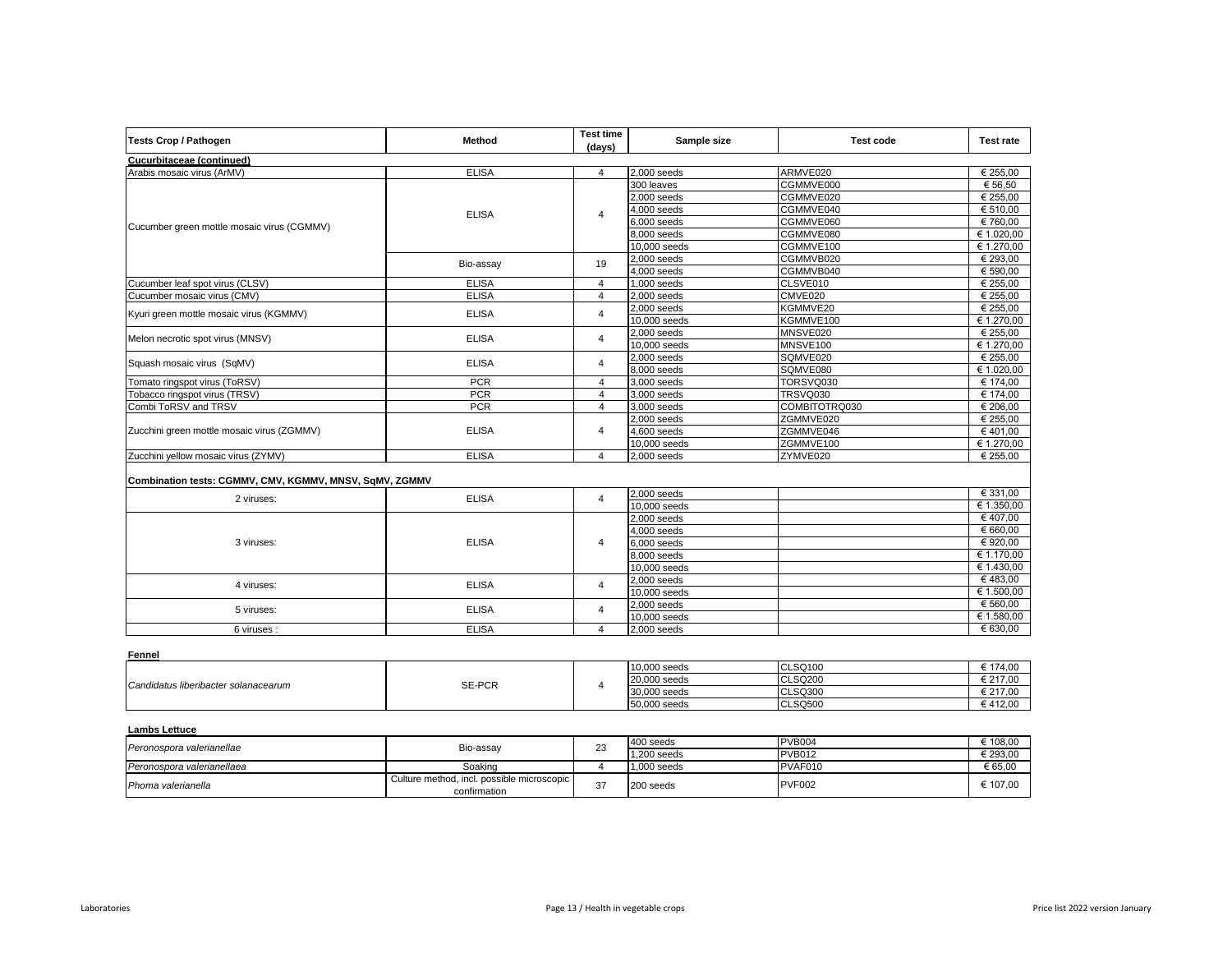| Tests Crop / Pathogen | Method | Test time (days) | Sample size | Test code | Test rate |
|---|---|---|---|---|---|
| **Cucurbitaceae (continued)** | | | | | |
| Arabis mosaic virus (ArMV) | ELISA | 4 | 2,000 seeds | ARMVE020 | € 255,00 |
| Cucumber green mottle mosaic virus (CGMMV) | ELISA | 4 | 300 leaves | CGMMVE000 | € 56,50 |
| | | | 2,000 seeds | CGMMVE020 | € 255,00 |
| | | | 4,000 seeds | CGMMVE040 | € 510,00 |
| | | | 6,000 seeds | CGMMVE060 | € 760,00 |
| | | | 8,000 seeds | CGMMVE080 | € 1.020,00 |
| | | | 10,000 seeds | CGMMVE100 | € 1.270,00 |
| | Bio-assay | 19 | 2,000 seeds | CGMMVB020 | € 293,00 |
| | | | 4,000 seeds | CGMMVB040 | € 590,00 |
| Cucumber leaf spot virus (CLSV) | ELISA | 4 | 1,000 seeds | CLSVE010 | € 255,00 |
| Cucumber mosaic virus (CMV) | ELISA | 4 | 2,000 seeds | CMVE020 | € 255,00 |
| Kyuri green mottle mosaic virus (KGMMV) | ELISA | 4 | 2,000 seeds | KGMMVE20 | € 255,00 |
| | | | 10,000 seeds | KGMMVE100 | € 1.270,00 |
| Melon necrotic spot virus (MNSV) | ELISA | 4 | 2,000 seeds | MNSVE020 | € 255,00 |
| | | | 10,000 seeds | MNSVE100 | € 1.270,00 |
| Squash mosaic virus (SqMV) | ELISA | 4 | 2,000 seeds | SQMVE020 | € 255,00 |
| | | | 8,000 seeds | SQMVE080 | € 1.020,00 |
| Tomato ringspot virus (ToRSV) | PCR | 4 | 3,000 seeds | TORSVQ030 | € 174,00 |
| Tobacco ringspot virus (TRSV) | PCR | 4 | 3,000 seeds | TRSVQ030 | € 174,00 |
| Combi ToRSV and TRSV | PCR | 4 | 3,000 seeds | COMBITOTRQ030 | € 206,00 |
| Zucchini green mottle mosaic virus (ZGMMV) | ELISA | 4 | 2,000 seeds | ZGMMVE020 | € 255,00 |
| | | | 4,600 seeds | ZGMMVE046 | € 401,00 |
| | | | 10,000 seeds | ZGMMVE100 | € 1.270,00 |
| Zucchini yellow mosaic virus (ZYMV) | ELISA | 4 | 2,000 seeds | ZYMVE020 | € 255,00 |
| **Combination tests: CGMMV, CMV, KGMMV, MNSV, SqMV, ZGMMV** | | | | | |
| 2 viruses: | ELISA | 4 | 2,000 seeds | | € 331,00 |
| | | | 10,000 seeds | | € 1.350,00 |
| 3 viruses: | ELISA | 4 | 2,000 seeds | | € 407,00 |
| | | | 4,000 seeds | | € 660,00 |
| | | | 6,000 seeds | | € 920,00 |
| | | | 8,000 seeds | | € 1.170,00 |
| | | | 10,000 seeds | | € 1.430,00 |
| 4 viruses: | ELISA | 4 | 2,000 seeds | | € 483,00 |
| | | | 10,000 seeds | | € 1.500,00 |
| 5 viruses: | ELISA | 4 | 2,000 seeds | | € 560,00 |
| | | | 10,000 seeds | | € 1.580,00 |
| 6 viruses : | ELISA | 4 | 2,000 seeds | | € 630,00 |

**Fennel**

| | | | | | |
|---|---|---|---|---|---|
| *Candidatus liberibacter solanacearum* | SE-PCR | 4 | 10,000 seeds | CLSQ100 | € 174,00 |
| | | | 20,000 seeds | CLSQ200 | € 217,00 |
| | | | 30,000 seeds | CLSQ300 | € 217,00 |
| | | | 50,000 seeds | CLSQ500 | € 412,00 |

**Lambs Lettuce**

| | | | | | |
|---|---|---|---|---|---|
| *Peronospora valerianellae* | Bio-assay | 23 | 400 seeds | PVB004 | € 108,00 |
| | | | 1,200 seeds | PVB012 | € 293,00 |
| *Peronospora valerianellaea* | Soaking | 4 | 1,000 seeds | PVAF010 | € 65,00 |
| *Phoma valerianella* | Culture method, incl. possible microscopic confirmation | 37 | 200 seeds | PVF002 | € 107,00 |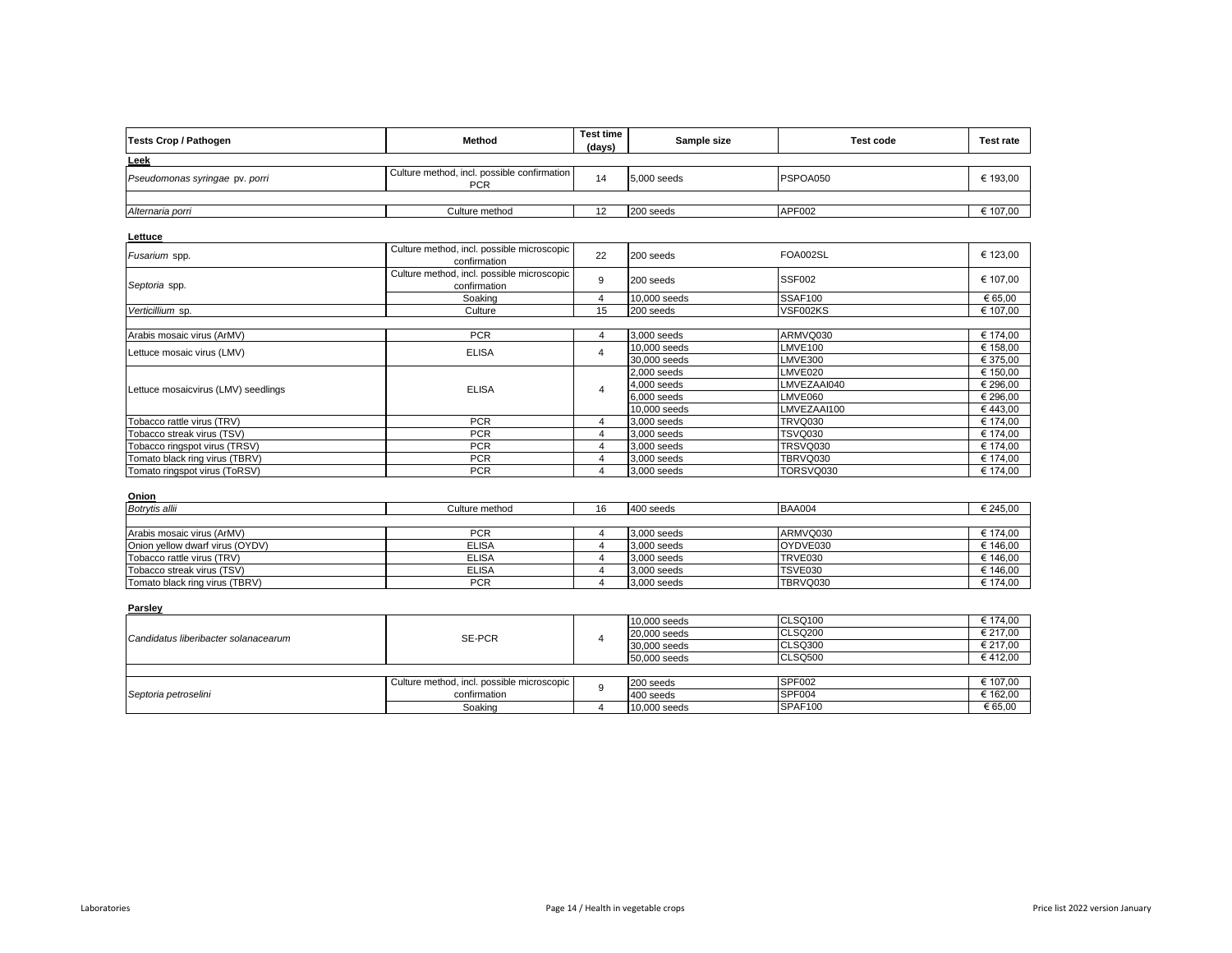| Tests Crop / Pathogen | Method | Test time (days) | Sample size | Test code | Test rate |
|---|---|---|---|---|---|
| **Leek** | | | | | |
| *Pseudomonas syringae* pv. *porri* | Culture method, incl. possible confirmation PCR | 14 | 5,000 seeds | PSPOA050 | € 193,00 |
| *Alternaria porri* | Culture method | 12 | 200 seeds | APF002 | € 107,00 |
| **Lettuce** | | | | | |
| *Fusarium* spp. | Culture method, incl. possible microscopic confirmation | 22 | 200 seeds | FOA002SL | € 123,00 |
| *Septoria* spp. | Culture method, incl. possible microscopic confirmation | 9 | 200 seeds | SSF002 | € 107,00 |
| | Soaking | 4 | 10,000 seeds | SSAF100 | € 65,00 |
| *Verticillium* sp. | Culture | 15 | 200 seeds | VSF002KS | € 107,00 |
| Arabis mosaic virus (ArMV) | PCR | 4 | 3,000 seeds | ARMVQ030 | € 174,00 |
| Lettuce mosaic virus (LMV) | ELISA | 4 | 10,000 seeds | LMVE100 | € 158,00 |
| | | | 30,000 seeds | LMVE300 | € 375,00 |
| Lettuce mosaicvirus (LMV) seedlings | ELISA | 4 | 2,000 seeds | LMVE020 | € 150,00 |
| | | | 4,000 seeds | LMVEZAAI040 | € 296,00 |
| | | | 6,000 seeds | LMVE060 | € 296,00 |
| | | | 10,000 seeds | LMVEZAAI100 | € 443,00 |
| Tobacco rattle virus (TRV) | PCR | 4 | 3,000 seeds | TRVQ030 | € 174,00 |
| Tobacco streak virus (TSV) | PCR | 4 | 3,000 seeds | TSVQ030 | € 174,00 |
| Tobacco ringspot virus (TRSV) | PCR | 4 | 3,000 seeds | TRSVQ030 | € 174,00 |
| Tomato black ring virus (TBRV) | PCR | 4 | 3,000 seeds | TBRVQ030 | € 174,00 |
| Tomato ringspot virus (ToRSV) | PCR | 4 | 3,000 seeds | TORSVQ030 | € 174,00 |
| **Onion** | | | | | |
| *Botrytis allii* | Culture method | 16 | 400 seeds | BAA004 | € 245,00 |
| Arabis mosaic virus (ArMV) | PCR | 4 | 3,000 seeds | ARMVQ030 | € 174,00 |
| Onion yellow dwarf virus (OYDV) | ELISA | 4 | 3,000 seeds | OYDVE030 | € 146,00 |
| Tobacco rattle virus (TRV) | ELISA | 4 | 3,000 seeds | TRVE030 | € 146,00 |
| Tobacco streak virus (TSV) | ELISA | 4 | 3,000 seeds | TSVE030 | € 146,00 |
| Tomato black ring virus (TBRV) | PCR | 4 | 3,000 seeds | TBRVQ030 | € 174,00 |
| **Parsley** | | | | | |
| *Candidatus liberibacter solanacearum* | SE-PCR | 4 | 10,000 seeds | CLSQ100 | € 174,00 |
| | | | 20,000 seeds | CLSQ200 | € 217,00 |
| | | | 30,000 seeds | CLSQ300 | € 217,00 |
| | | | 50,000 seeds | CLSQ500 | € 412,00 |
| *Septoria petroselini* | Culture method, incl. possible microscopic confirmation | 9 | 200 seeds | SPF002 | € 107,00 |
| | | | 400 seeds | SPF004 | € 162,00 |
| | Soaking | 4 | 10,000 seeds | SPAF100 | € 65,00 |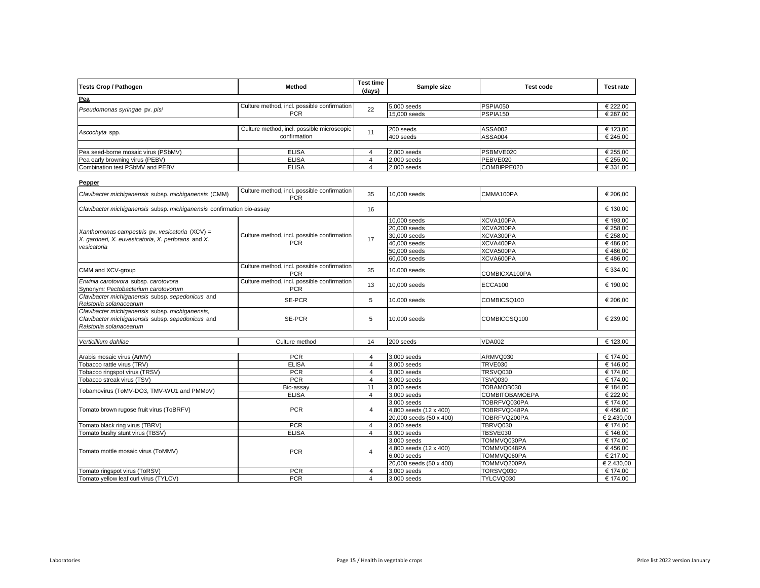| Tests Crop / Pathogen | Method | Test time (days) | Sample size | Test code | Test rate |
|---|---|---|---|---|---|
| **Pea** | | | | | |
| *Pseudomonas syringae* pv. *pisi* | Culture method, incl. possible confirmation PCR | 22 | 5,000 seeds | PSPIA050 | € 222,00 |
| | | | 15,000 seeds | PSPIA150 | € 287,00 |
| *Ascochyta* spp. | Culture method, incl. possible microscopic confirmation | 11 | 200 seeds | ASSA002 | € 123,00 |
| | | | 400 seeds | ASSA004 | € 245,00 |
| Pea seed-borne mosaic virus (PSbMV) | ELISA | 4 | 2,000 seeds | PSBMVE020 | € 255,00 |
| Pea early browning virus (PEBV) | ELISA | 4 | 2,000 seeds | PEBVE020 | € 255,00 |
| Combination test PSbMV and PEBV | ELISA | 4 | 2,000 seeds | COMBIPPE020 | € 331,00 |
| **Pepper** | | | | | |
| *Clavibacter michiganensis* subsp. *michiganensis* (CMM) | Culture method, incl. possible confirmation PCR | 35 | 10,000 seeds | CMMA100PA | € 206,00 |
| *Clavibacter michiganensis* subsp. *michiganensis* confirmation bio-assay | | 16 | | | € 130,00 |
| *Xanthomonas campestris* pv. *vesicatoria* (XCV) = *X. gardneri*, *X. euvesicatoria*, *X. perforans* and *X. vesicatoria* | Culture method, incl. possible confirmation PCR | 17 | 10,000 seeds | XCVA100PA | € 193,00 |
| | | | 20,000 seeds | XCVA200PA | € 258,00 |
| | | | 30,000 seeds | XCVA300PA | € 258,00 |
| | | | 40,000 seeds | XCVA400PA | € 486,00 |
| | | | 50,000 seeds | XCVA500PA | € 486,00 |
| | | | 60,000 seeds | XCVA600PA | € 486,00 |
| CMM and XCV-group | Culture method, incl. possible confirmation PCR | 35 | 10.000 seeds | COMBICXA100PA | € 334,00 |
| *Erwinia carotovora* subsp. *carotovora* Synonym: *Pectobacterium carotovorum* | Culture method, incl. possible confirmation PCR | 13 | 10,000 seeds | ECCA100 | € 190,00 |
| *Clavibacter michiganensis* subsp. *sepedonicus* and *Ralstonia solanacearum* | SE-PCR | 5 | 10.000 seeds | COMBICSQ100 | € 206,00 |
| *Clavibacter michiganensis* subsp. *michiganensis*, *Clavibacter michiganensis* subsp. *sepedonicus* and *Ralstonia solanacearum* | SE-PCR | 5 | 10.000 seeds | COMBICCSQ100 | € 239,00 |
| *Verticillium dahliae* | Culture method | 14 | 200 seeds | VDA002 | € 123,00 |
| Arabis mosaic virus (ArMV) | PCR | 4 | 3,000 seeds | ARMVQ030 | € 174,00 |
| Tobacco rattle virus (TRV) | ELISA | 4 | 3,000 seeds | TRVE030 | € 146,00 |
| Tobacco ringspot virus (TRSV) | PCR | 4 | 3,000 seeds | TRSVQ030 | € 174,00 |
| Tobacco streak virus (TSV) | PCR | 4 | 3,000 seeds | TSVQ030 | € 174,00 |
| Tobamovirus (ToMV-DO3, TMV-WU1 and PMMoV) | Bio-assay | 11 | 3,000 seeds | TOBAMOB030 | € 184,00 |
| | ELISA | 4 | 3,000 seeds | COMBITOBAMOEPA | € 222,00 |
| Tomato brown rugose fruit virus (ToBRFV) | PCR | 4 | 3,000 seeds | TOBRFVQ030PA | € 174,00 |
| | | | 4,800 seeds (12 x 400) | TOBRFVQ048PA | € 456,00 |
| | | | 20,000 seeds (50 x 400) | TOBRFVQ200PA | € 2.430,00 |
| Tomato black ring virus (TBRV) | PCR | 4 | 3,000 seeds | TBRVQ030 | € 174,00 |
| Tomato bushy stunt virus (TBSV) | ELISA | 4 | 3,000 seeds | TBSVE030 | € 146,00 |
| Tomato mottle mosaic virus (ToMMV) | PCR | 4 | 3,000 seeds | TOMMVQ030PA | € 174,00 |
| | | | 4,800 seeds (12 x 400) | TOMMVQ048PA | € 456,00 |
| | | | 6,000 seeds | TOMMVQ060PA | € 217,00 |
| | | | 20,000 seeds (50 x 400) | TOMMVQ200PA | € 2.430,00 |
| Tomato ringspot virus (ToRSV) | PCR | 4 | 3,000 seeds | TORSVQ030 | € 174,00 |
| Tomato yellow leaf curl virus (TYLCV) | PCR | 4 | 3,000 seeds | TYLCVQ030 | € 174,00 |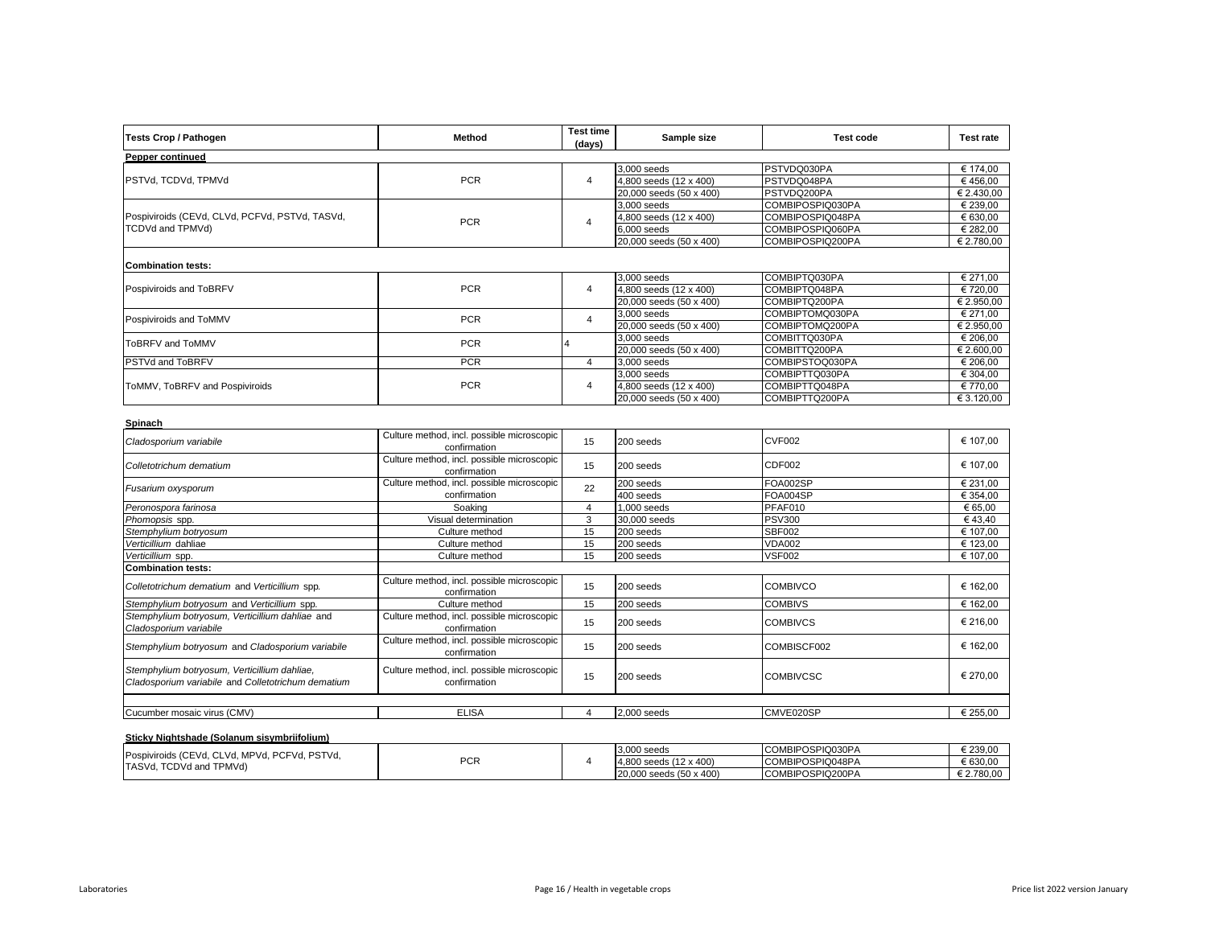| Tests Crop / Pathogen | Method | Test time (days) | Sample size | Test code | Test rate |
|---|---|---|---|---|---|
| **Pepper continued** | | | | | |
| PSTVd, TCDVd, TPMVd | PCR | 4 | 3,000 seeds | PSTVDQ030PA | € 174,00 |
| | | | 4,800 seeds (12 x 400) | PSTVDQ048PA | € 456,00 |
| | | | 20,000 seeds (50 x 400) | PSTVDQ200PA | € 2.430,00 |
| Pospiviroids (CEVd, CLVd, PCFVd, PSTVd, TASVd, TCDVd and TPMVd) | PCR | 4 | 3,000 seeds | COMBIPOSPIQ030PA | € 239,00 |
| | | | 4,800 seeds (12 x 400) | COMBIPOSPIQ048PA | € 630,00 |
| | | | 6,000 seeds | COMBIPOSPIQ060PA | € 282,00 |
| | | | 20,000 seeds (50 x 400) | COMBIPOSPIQ200PA | € 2.780,00 |
| **Combination tests:** | | | | | |
| Pospiviroids and ToBRFV | PCR | 4 | 3,000 seeds | COMBIPTQ030PA | € 271,00 |
| | | | 4,800 seeds (12 x 400) | COMBIPTQ048PA | € 720,00 |
| | | | 20,000 seeds (50 x 400) | COMBIPTQ200PA | € 2.950,00 |
| Pospiviroids and ToMMV | PCR | 4 | 3,000 seeds | COMBIPTOMQ030PA | € 271,00 |
| | | | 20,000 seeds (50 x 400) | COMBIPTOMQ200PA | € 2.950,00 |
| ToBRFV and ToMMV | PCR | 4 | 3,000 seeds | COMBITTQ030PA | € 206,00 |
| | | | 20,000 seeds (50 x 400) | COMBITTQ200PA | € 2.600,00 |
| PSTVd and ToBRFV | PCR | 4 | 3,000 seeds | COMBIPSTOQ030PA | € 206,00 |
| ToMMV, ToBRFV and Pospiviroids | PCR | 4 | 3,000 seeds | COMBIPTTQ030PA | € 304,00 |
| | | | 4,800 seeds (12 x 400) | COMBIPTTQ048PA | € 770,00 |
| | | | 20,000 seeds (50 x 400) | COMBIPTTQ200PA | € 3.120,00 |
| **Spinach** | | | | | |
| *Cladosporium variabile* | Culture method, incl. possible microscopic confirmation | 15 | 200 seeds | CVF002 | € 107,00 |
| *Colletotrichum dematium* | Culture method, incl. possible microscopic confirmation | 15 | 200 seeds | CDF002 | € 107,00 |
| *Fusarium oxysporum* | Culture method, incl. possible microscopic confirmation | 22 | 200 seeds | FOA002SP | € 231,00 |
| | | | 400 seeds | FOA004SP | € 354,00 |
| *Peronospora farinosa* | Soaking | 4 | 1,000 seeds | PFAF010 | € 65,00 |
| *Phomopsis* spp. | Visual determination | 3 | 30,000 seeds | PSV300 | € 43,40 |
| *Stemphylium botryosum* | Culture method | 15 | 200 seeds | SBF002 | € 107,00 |
| *Verticillium* dahliae | Culture method | 15 | 200 seeds | VDA002 | € 123,00 |
| *Verticillium* spp. | Culture method | 15 | 200 seeds | VSF002 | € 107,00 |
| **Combination tests:** | | | | | |
| *Colletotrichum dematium* and *Verticillium* spp. | Culture method, incl. possible microscopic confirmation | 15 | 200 seeds | COMBIVCO | € 162,00 |
| *Stemphylium botryosum* and *Verticillium* spp. | Culture method | 15 | 200 seeds | COMBIVS | € 162,00 |
| *Stemphylium botryosum, Verticillium dahliae* and *Cladosporium variabile* | Culture method, incl. possible microscopic confirmation | 15 | 200 seeds | COMBIVCS | € 216,00 |
| *Stemphylium botryosum* and *Cladosporium variabile* | Culture method, incl. possible microscopic confirmation | 15 | 200 seeds | COMBISCF002 | € 162,00 |
| *Stemphylium botryosum, Verticillium dahliae, Cladosporium variabile* and *Colletotrichum dematium* | Culture method, incl. possible microscopic confirmation | 15 | 200 seeds | COMBIVCSC | € 270,00 |
| Cucumber mosaic virus (CMV) | ELISA | 4 | 2,000 seeds | CMVE020SP | € 255,00 |
| **Sticky Nightshade (Solanum sisymbriifolium)** | | | | | |
| Pospiviroids (CEVd, CLVd, MPVd, PCFVd, PSTVd, TASVd, TCDVd and TPMVd) | PCR | 4 | 3,000 seeds | COMBIPOSPIQ030PA | € 239,00 |
| | | | 4,800 seeds (12 x 400) | COMBIPOSPIQ048PA | € 630,00 |
| | | | 20,000 seeds (50 x 400) | COMBIPOSPIQ200PA | € 2.780,00 |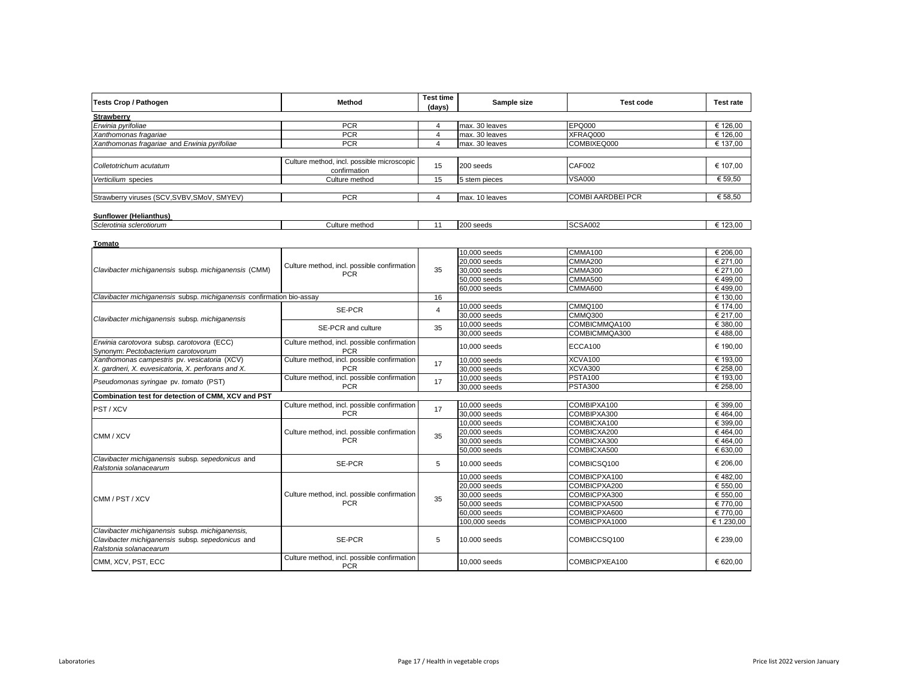| Tests Crop / Pathogen | Method | Test time (days) | Sample size | Test code | Test rate |
|---|---|---|---|---|---|
| **Strawberry** | | | | | |
| *Erwinia pyrifoliae* | PCR | 4 | max. 30 leaves | EPQ000 | € 126,00 |
| *Xanthomonas fragariae* | PCR | 4 | max. 30 leaves | XFRAQ000 | € 126,00 |
| *Xanthomonas fragariae* and *Erwinia pyrifoliae* | PCR | 4 | max. 30 leaves | COMBIXEQ000 | € 137,00 |
| *Colletotrichum acutatum* | Culture method, incl. possible microscopic confirmation | 15 | 200 seeds | CAF002 | € 107,00 |
| *Verticilium* species | Culture method | 15 | 5 stem pieces | VSA000 | € 59,50 |
| Strawberry viruses (SCV,SVBV,SMoV, SMYEV) | PCR | 4 | max. 10 leaves | COMBI AARDBEI PCR | € 58,50 |
| **Sunflower (Helianthus)** | | | | | |
| *Sclerotinia sclerotiorum* | Culture method | 11 | 200 seeds | SCSA002 | € 123,00 |
| **Tomato** | | | | | |
| *Clavibacter michiganensis* subsp. *michiganensis* (CMM) | Culture method, incl. possible confirmation PCR | 35 | 10,000 seeds | CMMA100 | € 206,00 |
| | | | 20,000 seeds | CMMA200 | € 271,00 |
| | | | 30,000 seeds | CMMA300 | € 271,00 |
| | | | 50,000 seeds | CMMA500 | € 499,00 |
| | | | 60,000 seeds | CMMA600 | € 499,00 |
| *Clavibacter michiganensis* subsp. *michiganensis* confirmation bio-assay | | 16 | | | € 130,00 |
| *Clavibacter michiganensis* subsp. *michiganensis* | SE-PCR | 4 | 10,000 seeds | CMMQ100 | € 174,00 |
| | | | 30,000 seeds | CMMQ300 | € 217,00 |
| | SE-PCR and culture | 35 | 10,000 seeds | COMBICMMQA100 | € 380,00 |
| | | | 30,000 seeds | COMBICMMQA300 | € 488,00 |
| *Erwinia carotovora* subsp. *carotovora* (ECC) Synonym: *Pectobacterium carotovorum* | Culture method, incl. possible confirmation PCR | | 10,000 seeds | ECCA100 | € 190,00 |
| *Xanthomonas campestris* pv. *vesicatoria* (XCV) *X. gardneri, X. euvesicatoria, X. perforans and X.* | Culture method, incl. possible confirmation PCR | 17 | 10,000 seeds | XCVA100 | € 193,00 |
| | | | 30,000 seeds | XCVA300 | € 258,00 |
| *Pseudomonas syringae* pv. *tomato* (PST) | Culture method, incl. possible confirmation PCR | 17 | 10,000 seeds | PSTA100 | € 193,00 |
| | | | 30,000 seeds | PSTA300 | € 258,00 |
| **Combination test for detection of CMM, XCV and PST** | | | | | |
| PST / XCV | Culture method, incl. possible confirmation PCR | 17 | 10,000 seeds | COMBIPXA100 | € 399,00 |
| | | | 30,000 seeds | COMBIPXA300 | € 464,00 |
| CMM / XCV | Culture method, incl. possible confirmation PCR | 35 | 10,000 seeds | COMBICXA100 | € 399,00 |
| | | | 20,000 seeds | COMBICXA200 | € 464,00 |
| | | | 30,000 seeds | COMBICXA300 | € 464,00 |
| | | | 50,000 seeds | COMBICXA500 | € 630,00 |
| *Clavibacter michiganensis* subsp. *sepedonicus* and *Ralstonia solanacearum* | SE-PCR | 5 | 10.000 seeds | COMBICSQ100 | € 206,00 |
| CMM / PST / XCV | Culture method, incl. possible confirmation PCR | 35 | 10,000 seeds | COMBICPXA100 | € 482,00 |
| | | | 20,000 seeds | COMBICPXA200 | € 550,00 |
| | | | 30,000 seeds | COMBICPXA300 | € 550,00 |
| | | | 50,000 seeds | COMBICPXA500 | € 770,00 |
| | | | 60,000 seeds | COMBICPXA600 | € 770,00 |
| | | | 100,000 seeds | COMBICPXA1000 | € 1.230,00 |
| *Clavibacter michiganensis* subsp. *michiganensis, Clavibacter michiganensis* subsp. *sepedonicus* and *Ralstonia solanacearum* | SE-PCR | 5 | 10.000 seeds | COMBICCSQ100 | € 239,00 |
| CMM, XCV, PST, ECC | Culture method, incl. possible confirmation PCR | | 10,000 seeds | COMBICPXEA100 | € 620,00 |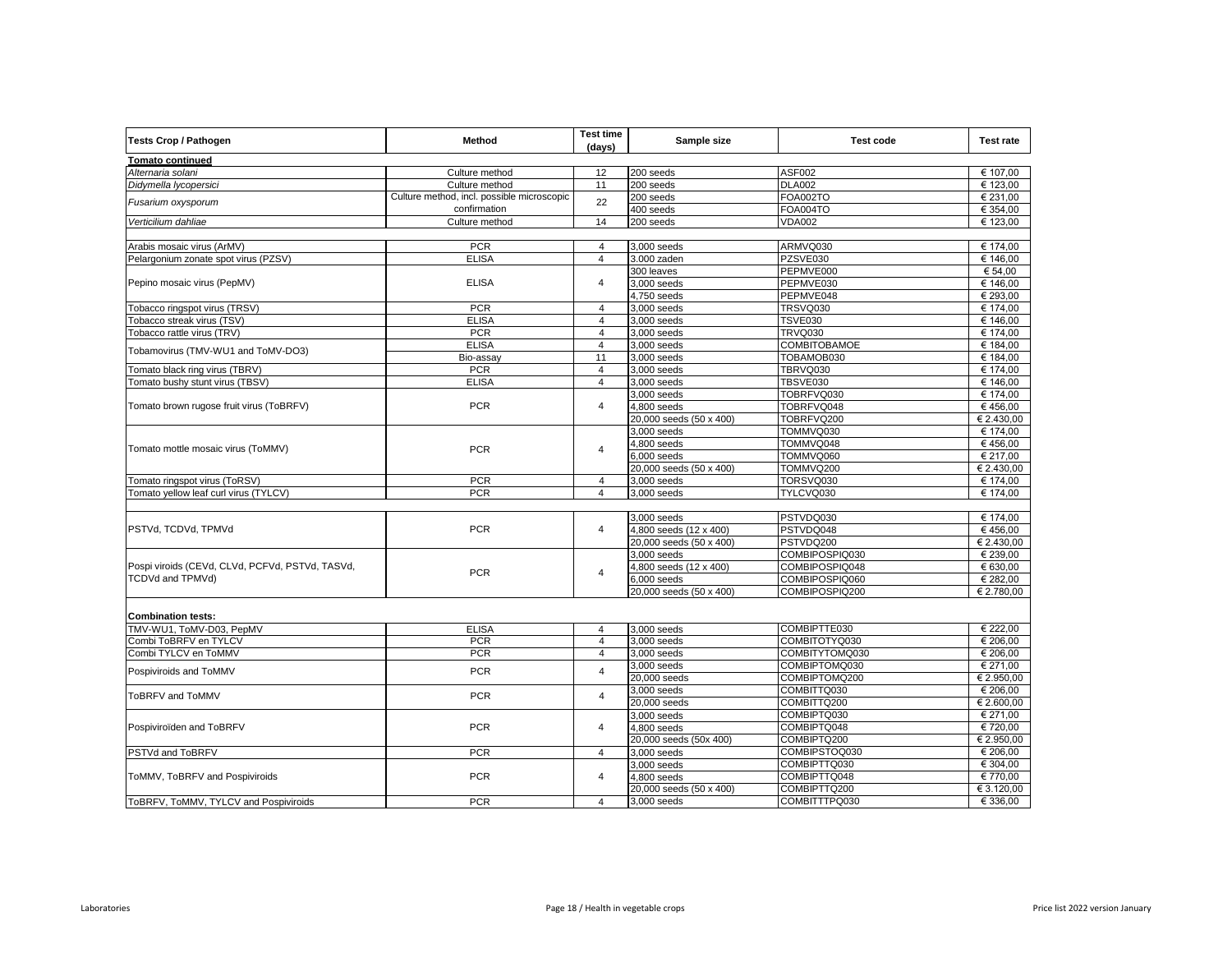| Tests Crop / Pathogen | Method | Test time (days) | Sample size | Test code | Test rate |
|---|---|---|---|---|---|
| **Tomato continued** | | | | | |
| *Alternaria solani* | Culture method | 12 | 200 seeds | ASF002 | € 107,00 |
| *Didymella lycopersici* | Culture method | 11 | 200 seeds | DLA002 | € 123,00 |
| *Fusarium oxysporum* | Culture method, incl. possible microscopic confirmation | 22 | 200 seeds | FOA002TO | € 231,00 |
| | | | 400 seeds | FOA004TO | € 354,00 |
| *Verticilium dahliae* | Culture method | 14 | 200 seeds | VDA002 | € 123,00 |
| | | | | | |
| Arabis mosaic virus (ArMV) | PCR | 4 | 3,000 seeds | ARMVQ030 | € 174,00 |
| Pelargonium zonate spot virus (PZSV) | ELISA | 4 | 3.000 zaden | PZSVE030 | € 146,00 |
| Pepino mosaic virus (PepMV) | ELISA | 4 | 300 leaves | PEPMVE000 | € 54,00 |
| | | | 3,000 seeds | PEPMVE030 | € 146,00 |
| | | | 4,750 seeds | PEPMVE048 | € 293,00 |
| Tobacco ringspot virus (TRSV) | PCR | 4 | 3,000 seeds | TRSVQ030 | € 174,00 |
| Tobacco streak virus (TSV) | ELISA | 4 | 3,000 seeds | TSVE030 | € 146,00 |
| Tobacco rattle virus (TRV) | PCR | 4 | 3,000 seeds | TRVQ030 | € 174,00 |
| Tobamovirus (TMV-WU1 and ToMV-DO3) | ELISA | 4 | 3,000 seeds | COMBITOBAMOE | € 184,00 |
| | Bio-assay | 11 | 3,000 seeds | TOBAMOB030 | € 184,00 |
| Tomato black ring virus (TBRV) | PCR | 4 | 3,000 seeds | TBRVQ030 | € 174,00 |
| Tomato bushy stunt virus (TBSV) | ELISA | 4 | 3,000 seeds | TBSVE030 | € 146,00 |
| Tomato brown rugose fruit virus (ToBRFV) | PCR | 4 | 3,000 seeds | TOBRFVQ030 | € 174,00 |
| | | | 4,800 seeds | TOBRFVQ048 | € 456,00 |
| | | | 20,000 seeds (50 x 400) | TOBRFVQ200 | € 2.430,00 |
| Tomato mottle mosaic virus (ToMMV) | PCR | 4 | 3,000 seeds | TOMMVQ030 | € 174,00 |
| | | | 4,800 seeds | TOMMVQ048 | € 456,00 |
| | | | 6,000 seeds | TOMMVQ060 | € 217,00 |
| | | | 20,000 seeds (50 x 400) | TOMMVQ200 | € 2.430,00 |
| Tomato ringspot virus (ToRSV) | PCR | 4 | 3,000 seeds | TORSVQ030 | € 174,00 |
| Tomato yellow leaf curl virus (TYLCV) | PCR | 4 | 3,000 seeds | TYLCVQ030 | € 174,00 |
| | | | | | |
| PSTVd, TCDVd, TPMVd | PCR | 4 | 3,000 seeds | PSTVDQ030 | € 174,00 |
| | | | 4,800 seeds (12 x 400) | PSTVDQ048 | € 456,00 |
| | | | 20,000 seeds (50 x 400) | PSTVDQ200 | € 2.430,00 |
| Pospi viroids (CEVd, CLVd, PCFVd, PSTVd, TASVd, TCDVd and TPMVd) | PCR | 4 | 3,000 seeds | COMBIPOSPIQ030 | € 239,00 |
| | | | 4,800 seeds (12 x 400) | COMBIPOSPIQ048 | € 630,00 |
| | | | 6,000 seeds | COMBIPOSPIQ060 | € 282,00 |
| | | | 20,000 seeds (50 x 400) | COMBIPOSPIQ200 | € 2.780,00 |
| | | | | | |
| **Combination tests:** | | | | | |
| TMV-WU1, ToMV-D03, PepMV | ELISA | 4 | 3,000 seeds | COMBIPTTE030 | € 222,00 |
| Combi ToBRFV en TYLCV | PCR | 4 | 3,000 seeds | COMBITOTYQ030 | € 206,00 |
| Combi TYLCV en ToMMV | PCR | 4 | 3,000 seeds | COMBITYTOMQ030 | € 206,00 |
| Pospiviroids and ToMMV | PCR | 4 | 3,000 seeds | COMBIPTOMQ030 | € 271,00 |
| | | | 20,000 seeds | COMBIPTOMQ200 | € 2.950,00 |
| ToBRFV and ToMMV | PCR | 4 | 3,000 seeds | COMBITTQ030 | € 206,00 |
| | | | 20,000 seeds | COMBITTQ200 | € 2.600,00 |
| Pospiviroïden and ToBRFV | PCR | 4 | 3,000 seeds | COMBIPTQ030 | € 271,00 |
| | | | 4,800 seeds | COMBIPTQ048 | € 720,00 |
| | | | 20,000 seeds (50x 400) | COMBIPTQ200 | € 2.950,00 |
| PSTVd and ToBRFV | PCR | 4 | 3,000 seeds | COMBIPSTOQ030 | € 206,00 |
| ToMMV, ToBRFV and Pospiviroids | PCR | 4 | 3,000 seeds | COMBIPTTQ030 | € 304,00 |
| | | | 4,800 seeds | COMBIPTTQ048 | € 770,00 |
| | | | 20,000 seeds (50 x 400) | COMBIPTTQ200 | € 3.120,00 |
| ToBRFV, ToMMV, TYLCV and Pospiviroids | PCR | 4 | 3,000 seeds | COMBITTTPQ030 | € 336,00 |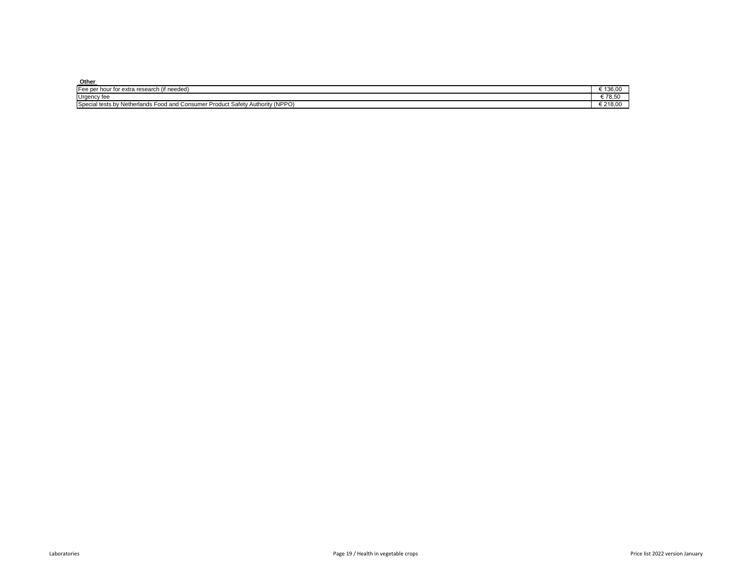**Other**

| | |
|---|---|
| Fee per hour for extra research (if needed) | € 136,00 |
| Urgency fee | € 78,50 |
| Special tests by Netherlands Food and Consumer Product Safety Authority (NPPO) | € 218,00 |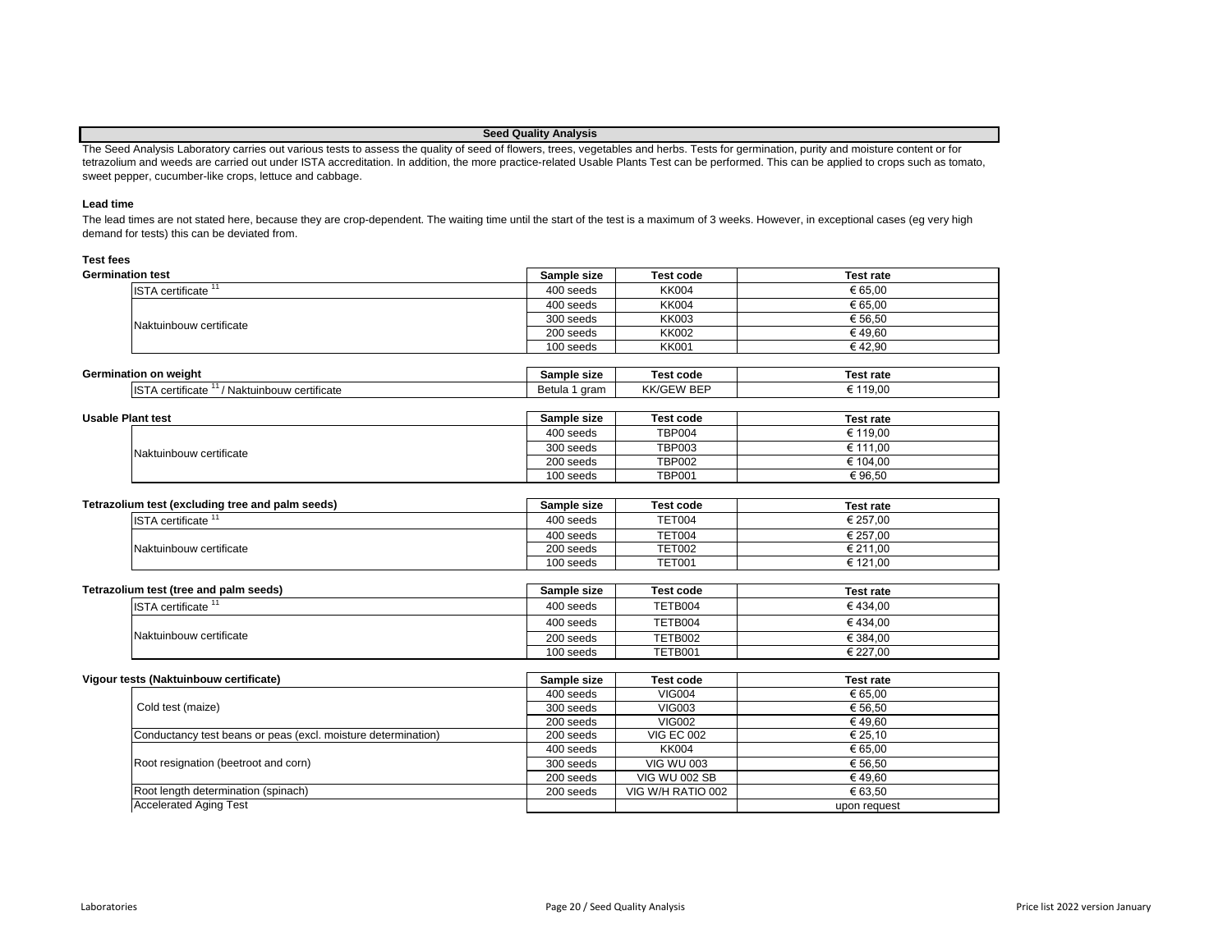## Seed Quality Analysis

The Seed Analysis Laboratory carries out various tests to assess the quality of seed of flowers, trees, vegetables and herbs. Tests for germination, purity and moisture content or for tetrazolium and weeds are carried out under ISTA accreditation. In addition, the more practice-related Usable Plants Test can be performed. This can be applied to crops such as tomato, sweet pepper, cucumber-like crops, lettuce and cabbage.

### Lead time

The lead times are not stated here, because they are crop-dependent. The waiting time until the start of the test is a maximum of 3 weeks. However, in exceptional cases (eg very high demand for tests) this can be deviated from.

### Test fees

| Germination test | Sample size | Test code | Test rate |
|---|---|---|---|
| ISTA certificate [11] | 400 seeds | KK004 | € 65,00 |
| Naktuinbouw certificate | 400 seeds | KK004 | € 65,00 |
| | 300 seeds | KK003 | € 56,50 |
| | 200 seeds | KK002 | € 49,60 |
| | 100 seeds | KK001 | € 42,90 |

| Germination on weight | Sample size | Test code | Test rate |
|---|---|---|---|
| ISTA certificate [11] / Naktuinbouw certificate | Betula 1 gram | KK/GEW BEP | € 119,00 |

| Usable Plant test | Sample size | Test code | Test rate |
|---|---|---|---|
| Naktuinbouw certificate | 400 seeds | TBP004 | € 119,00 |
| | 300 seeds | TBP003 | € 111,00 |
| | 200 seeds | TBP002 | € 104,00 |
| | 100 seeds | TBP001 | € 96,50 |

| Tetrazolium test (excluding tree and palm seeds) | Sample size | Test code | Test rate |
|---|---|---|---|
| ISTA certificate [11] | 400 seeds | TET004 | € 257,00 |
| Naktuinbouw certificate | 400 seeds | TET004 | € 257,00 |
| | 200 seeds | TET002 | € 211,00 |
| | 100 seeds | TET001 | € 121,00 |

| Tetrazolium test (tree and palm seeds) | Sample size | Test code | Test rate |
|---|---|---|---|
| ISTA certificate [11] | 400 seeds | TETB004 | € 434,00 |
| Naktuinbouw certificate | 400 seeds | TETB004 | € 434,00 |
| | 200 seeds | TETB002 | € 384,00 |
| | 100 seeds | TETB001 | € 227,00 |

| Vigour tests (Naktuinbouw certificate) | Sample size | Test code | Test rate |
|---|---|---|---|
| Cold test (maize) | 400 seeds | VIG004 | € 65,00 |
| | 300 seeds | VIG003 | € 56,50 |
| | 200 seeds | VIG002 | € 49,60 |
| Conductancy test beans or peas (excl. moisture determination) | 200 seeds | VIG EC 002 | € 25,10 |
| Root resignation (beetroot and corn) | 400 seeds | KK004 | € 65,00 |
| | 300 seeds | VIG WU 003 | € 56,50 |
| | 200 seeds | VIG WU 002 SB | € 49,60 |
| Root length determination (spinach) | 200 seeds | VIG W/H RATIO 002 | € 63,50 |
| Accelerated Aging Test | | | upon request |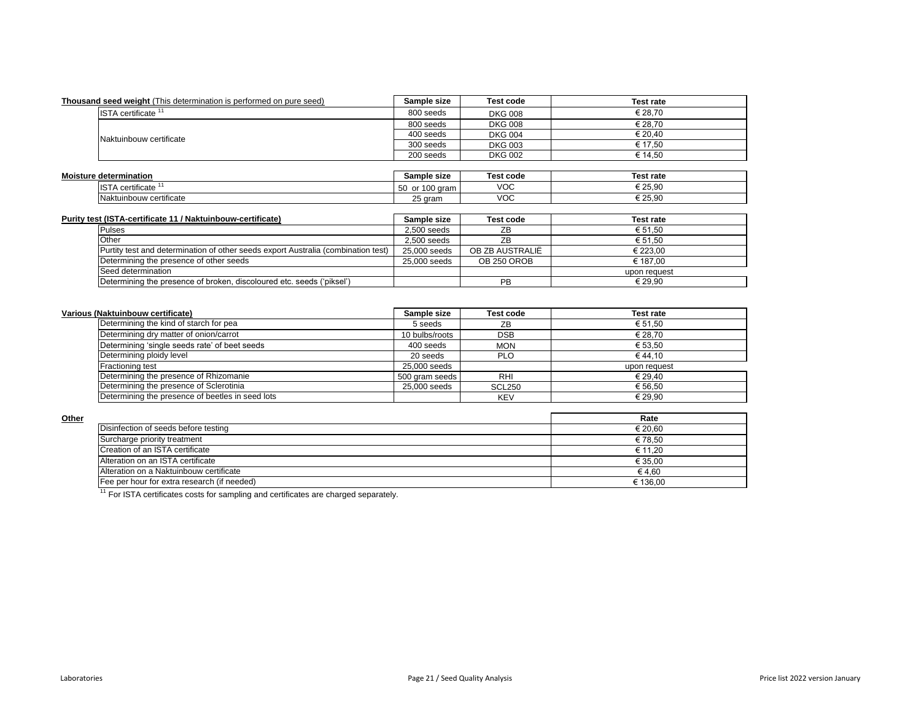| **Thousand seed weight** (This determination is performed on pure seed) | Sample size | Test code | Test rate |
|---|---|---|---|
| ISTA certificate [11] | 800 seeds | DKG 008 | € 28,70 |
| Naktuinbouw certificate | 800 seeds | DKG 008 | € 28,70 |
| | 400 seeds | DKG 004 | € 20,40 |
| | 300 seeds | DKG 003 | € 17,50 |
| | 200 seeds | DKG 002 | € 14,50 |

| **Moisture determination** | Sample size | Test code | Test rate |
|---|---|---|---|
| ISTA certificate [11] | 50 or 100 gram | VOC | € 25,90 |
| Naktuinbouw certificate | 25 gram | VOC | € 25,90 |

| **Purity test (ISTA-certificate 11 / Naktuinbouw-certificate)** | Sample size | Test code | Test rate |
|---|---|---|---|
| Pulses | 2,500 seeds | ZB | € 51,50 |
| Other | 2,500 seeds | ZB | € 51,50 |
| Purtity test and determination of other seeds export Australia (combination test) | 25,000 seeds | OB ZB AUSTRALIË | € 223,00 |
| Determining the presence of other seeds | 25,000 seeds | OB 250 OROB | € 187,00 |
| Seed determination | | | upon request |
| Determining the presence of broken, discoloured etc. seeds ('piksel') | | PB | € 29,90 |

| **Various (Naktuinbouw certificate)** | Sample size | Test code | Test rate |
|---|---|---|---|
| Determining the kind of starch for pea | 5 seeds | ZB | € 51,50 |
| Determining dry matter of onion/carrot | 10 bulbs/roots | DSB | € 28,70 |
| Determining 'single seeds rate' of beet seeds | 400 seeds | MON | € 53,50 |
| Determining ploidy level | 20 seeds | PLO | € 44,10 |
| Fractioning test | 25,000 seeds | | upon request |
| Determining the presence of Rhizomanie | 500 gram seeds | RHI | € 29,40 |
| Determining the presence of Sclerotinia | 25,000 seeds | SCL250 | € 56,50 |
| Determining the presence of beetles in seed lots | | KEV | € 29,90 |

| **Other** | Rate |
|---|---|
| Disinfection of seeds before testing | € 20,60 |
| Surcharge priority treatment | € 78,50 |
| Creation of an ISTA certificate | € 11,20 |
| Alteration on an ISTA certificate | € 35,00 |
| Alteration on a Naktuinbouw certificate | € 4,60 |
| Fee per hour for extra research (if needed) | € 136,00 |

[11] For ISTA certificates costs for sampling and certificates are charged separately.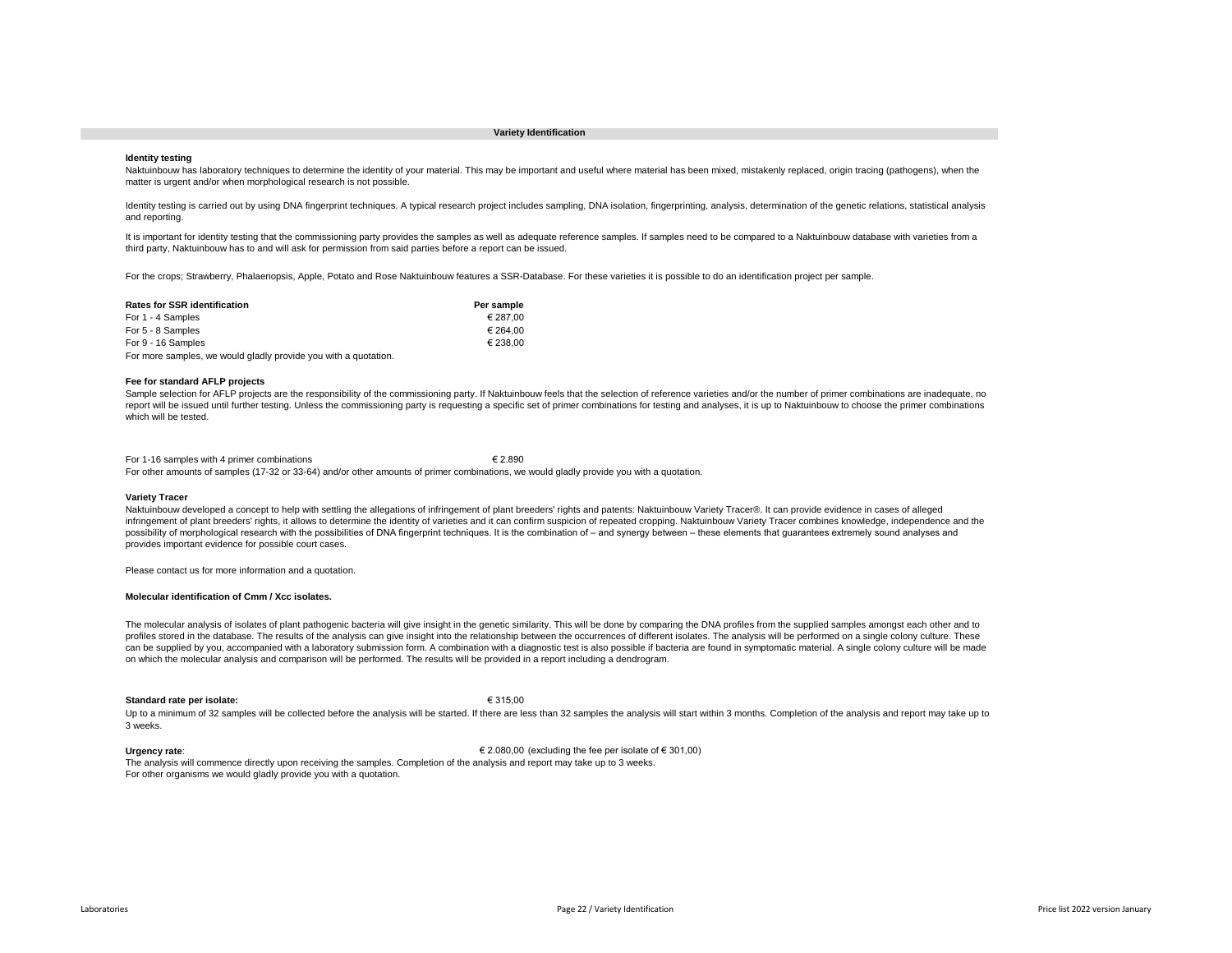## Variety Identification

### Identity testing

Naktuinbouw has laboratory techniques to determine the identity of your material. This may be important and useful where material has been mixed, mistakenly replaced, origin tracing (pathogens), when the matter is urgent and/or when morphological research is not possible.

Identity testing is carried out by using DNA fingerprint techniques. A typical research project includes sampling, DNA isolation, fingerprinting, analysis, determination of the genetic relations, statistical analysis and reporting.

It is important for identity testing that the commissioning party provides the samples as well as adequate reference samples. If samples need to be compared to a Naktuinbouw database with varieties from a third party, Naktuinbouw has to and will ask for permission from said parties before a report can be issued.

For the crops; Strawberry, Phalaenopsis, Apple, Potato and Rose Naktuinbouw features a SSR-Database. For these varieties it is possible to do an identification project per sample.

| **Rates for SSR identification** | **Per sample** |
|---|---|
| For 1 - 4 Samples | € 287,00 |
| For 5 - 8 Samples | € 264,00 |
| For 9 - 16 Samples | € 238,00 |

For more samples, we would gladly provide you with a quotation.

### Fee for standard AFLP projects

Sample selection for AFLP projects are the responsibility of the commissioning party. If Naktuinbouw feels that the selection of reference varieties and/or the number of primer combinations are inadequate, no report will be issued until further testing. Unless the commissioning party is requesting a specific set of primer combinations for testing and analyses, it is up to Naktuinbouw to choose the primer combinations which will be tested.

| | |
|---|---|
| For 1-16 samples with 4 primer combinations | € 2.890 |

For other amounts of samples (17-32 or 33-64) and/or other amounts of primer combinations, we would gladly provide you with a quotation.

### Variety Tracer

Naktuinbouw developed a concept to help with settling the allegations of infringement of plant breeders' rights and patents: Naktuinbouw Variety Tracer®. It can provide evidence in cases of alleged infringement of plant breeders' rights, it allows to determine the identity of varieties and it can confirm suspicion of repeated cropping. Naktuinbouw Variety Tracer combines knowledge, independence and the possibility of morphological research with the possibilities of DNA fingerprint techniques. It is the combination of – and synergy between – these elements that guarantees extremely sound analyses and provides important evidence for possible court cases.

Please contact us for more information and a quotation.

### Molecular identification of Cmm / Xcc isolates.

The molecular analysis of isolates of plant pathogenic bacteria will give insight in the genetic similarity. This will be done by comparing the DNA profiles from the supplied samples amongst each other and to profiles stored in the database. The results of the analysis can give insight into the relationship between the occurrences of different isolates. The analysis will be performed on a single colony culture. These can be supplied by you, accompanied with a laboratory submission form. A combination with a diagnostic test is also possible if bacteria are found in symptomatic material. A single colony culture will be made on which the molecular analysis and comparison will be performed. The results will be provided in a report including a dendrogram.

**Standard rate per isolate:** € 315,00

Up to a minimum of 32 samples will be collected before the analysis will be started. If there are less than 32 samples the analysis will start within 3 months. Completion of the analysis and report may take up to 3 weeks.

**Urgency rate**: € 2.080,00 (excluding the fee per isolate of € 301,00)

The analysis will commence directly upon receiving the samples. Completion of the analysis and report may take up to 3 weeks.
For other organisms we would gladly provide you with a quotation.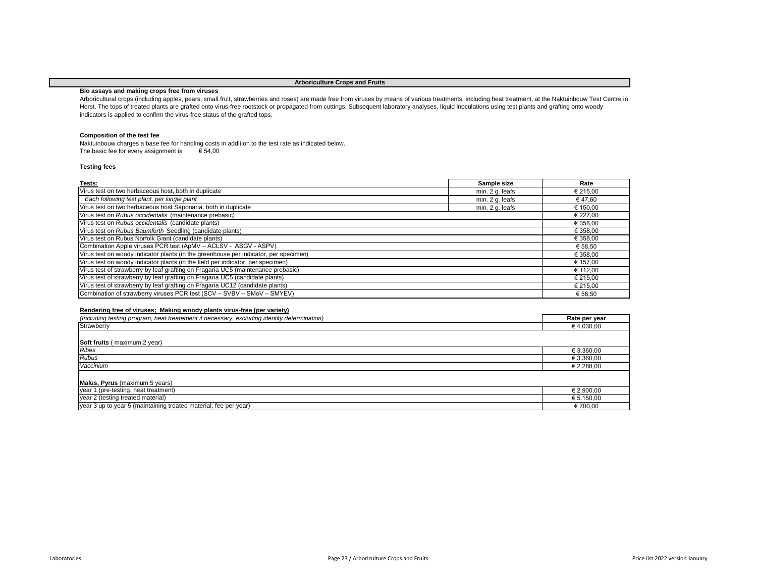# Arboriculture Crops and Fruits

### Bio assays and making crops free from viruses

Arboricultural crops (including apples, pears, small fruit, strawberries and roses) are made free from viruses by means of various treatments, including heat treatment, at the Naktuinbouw Test Centre in Horst. The tops of treated plants are grafted onto virus-free rootstock or propagated from cuttings. Subsequent laboratory analyses, liquid inoculations using test plants and grafting onto woody indicators is applied to confirm the virus-free status of the grafted tops.

### Composition of the test fee

Naktuinbouw charges a base fee for handling costs in addition to the test rate as indicated below.
The basic fee for every assignment is € 54,00

### Testing fees

| Tests: | Sample size | Rate |
|---|---|---|
| Virus test on two herbaceous host, both in duplicate | min. 2 g. leafs | € 215,00 |
| *Each following test plant, per single plant* | min. 2 g. leafs | € 47,60 |
| Virus test on two herbaceous host Saponaria, both in duplicate | min. 2 g. leafs | € 150,00 |
| Virus test on *Rubus occidentalis* (maintenance prebasic) | | € 227,00 |
| Virus test on *Rubus occidentalis* (candidate plants) | | € 358,00 |
| Virus test on *Rubus Baumforth* Seedling (candidate plants) | | € 358,00 |
| Virus test on Rubus Norfolk Giant (candidate plants) | | € 358,00 |
| Combination Apple viruses PCR test (ApMV – ACLSV - ASGV - ASPV) | | € 58,50 |
| Virus test on woody indicator plants (in the greenhouse per indicator, per specimen) | | € 358,00 |
| Virus test on woody indicator plants (in the field per indicator, per specimen) | | € 157,00 |
| Virus test of strawberry by leaf grafting on Fragaria UC5 (maintenance prebasic) | | € 112,00 |
| Virus test of strawberry by leaf grafting on Fragaria UC5 (candidate plants) | | € 215,00 |
| Virus test of strawberry by leaf grafting on Fragaria UC12 (candidate plants) | | € 215,00 |
| Combination of strawberry viruses PCR test (SCV – SVBV – SMoV – SMYEV) | | € 58,50 |

### Rendering free of viruses; Making woody plants virus-free (per variety)

| *(Including testing program, heat treatement if necessary, excluding identity determination)* | Rate per year |
|---|---|
| Strawberry | € 4.030,00 |
| **Soft fruits** ( maximum 2 year) | |
| *Ribes* | € 3.360,00 |
| *Rubus* | € 3.360,00 |
| *Vaccinium* | € 2.288,00 |
| **Malus, Pyrus** (maximum 5 years) | |
| year 1 (pre-testing, heat treatment) | € 2.900,00 |
| year 2 (testing treated material) | € 5.150,00 |
| year 3 up to year 5 (maintaining treated material; fee per year) | € 700,00 |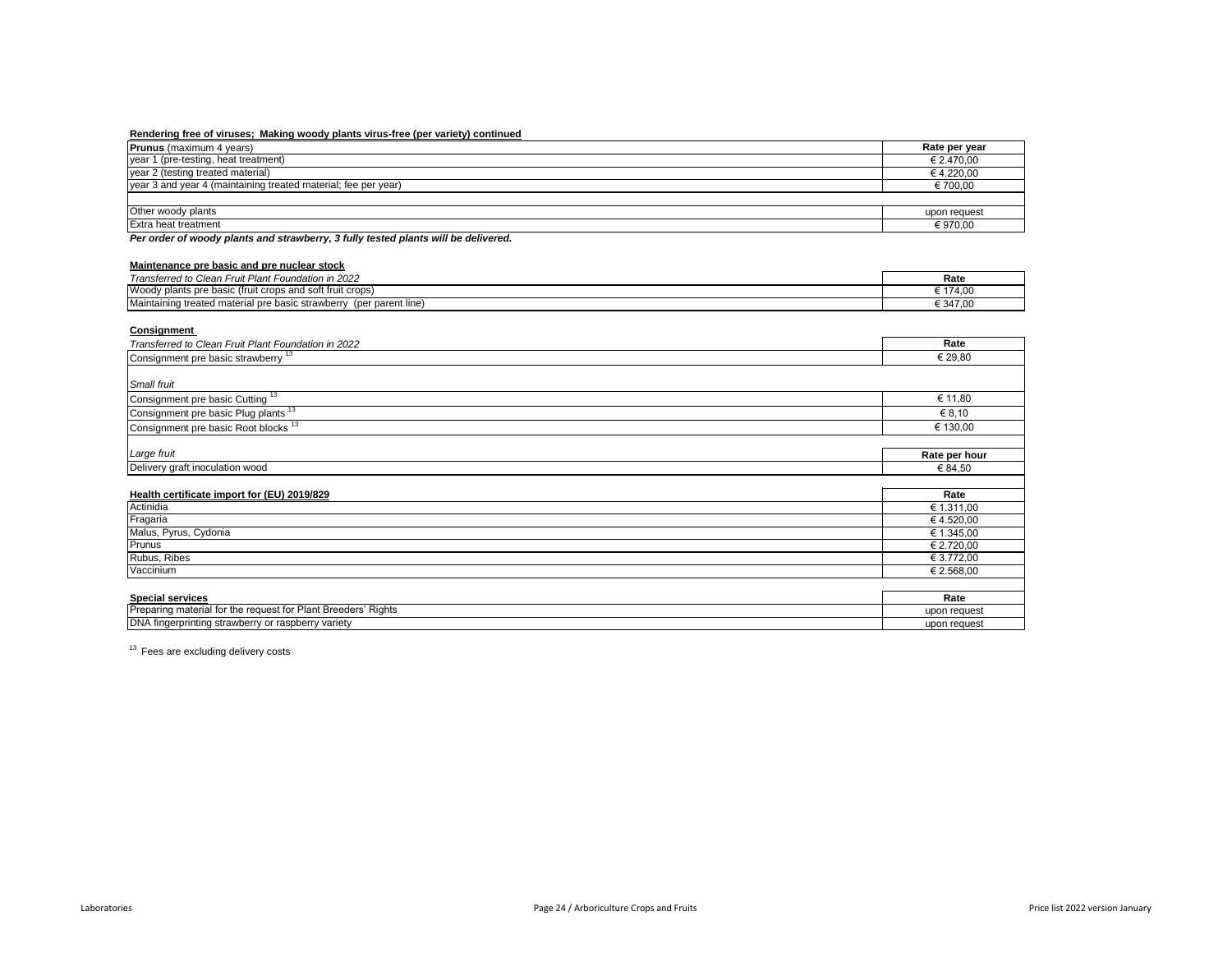**Rendering free of viruses; Making woody plants virus-free (per variety) continued**

| **Prunus** (maximum 4 years) | **Rate per year** |
| --- | --- |
| year 1 (pre-testing, heat treatment) | € 2.470,00 |
| year 2 (testing treated material) | € 4.220,00 |
| year 3 and year 4 (maintaining treated material; fee per year) | € 700,00 |
| | |
| Other woody plants | upon request |
| Extra heat treatment | € 970,00 |

***Per order of woody plants and strawberry, 3 fully tested plants will be delivered.***

**Maintenance pre basic and pre nuclear stock**

| *Transferred to Clean Fruit Plant Foundation in 2022* | **Rate** |
| --- | --- |
| Woody plants pre basic (fruit crops and soft fruit crops) | € 174,00 |
| Maintaining treated material pre basic strawberry (per parent line) | € 347,00 |

**Consignment**

| *Transferred to Clean Fruit Plant Foundation in 2022* | **Rate** |
| --- | --- |
| Consignment pre basic strawberry [13] | € 29,80 |
| | |
| *Small fruit* | |
| Consignment pre basic Cutting [13] | € 11,80 |
| Consignment pre basic Plug plants [13] | € 8,10 |
| Consignment pre basic Root blocks [13] | € 130,00 |
| | |
| *Large fruit* | **Rate per hour** |
| Delivery graft inoculation wood | € 84,50 |

| **Health certificate import for (EU) 2019/829** | **Rate** |
| --- | --- |
| Actinidia | € 1.311,00 |
| Fragaria | € 4.520,00 |
| Malus, Pyrus, Cydonia | € 1.345,00 |
| Prunus | € 2.720,00 |
| Rubus, Ribes | € 3.772,00 |
| Vaccinium | € 2.568,00 |

| **Special services** | **Rate** |
| --- | --- |
| Preparing material for the request for Plant Breeders' Rights | upon request |
| DNA fingerprinting strawberry or raspberry variety | upon request |

[13] Fees are excluding delivery costs